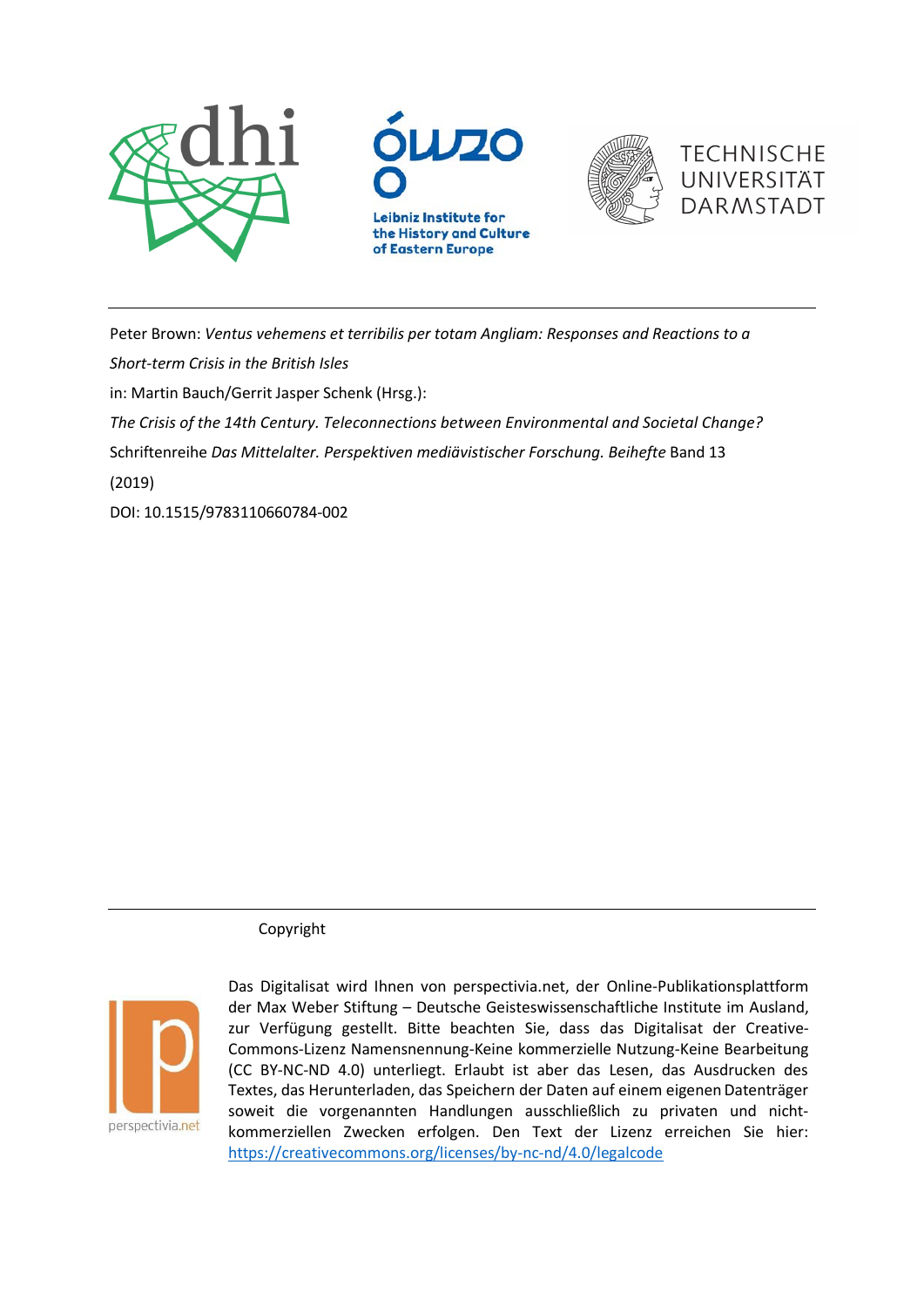Peter Brown: *Ventus vehemens et terribilis per totam Angliam: Responses and Reactions to a Short-term Crisis in the British Isles*

in: Martin Bauch/Gerrit Jasper Schenk (Hrsg.):

*The Crisis of the 14th Century. Teleconnections between Environmental and Societal Change?*

Schriftenreihe *Das Mittelalter. Perspektiven mediävistischer Forschung. Beihefte* Band 13

(2019)

DOI: 10.1515/9783110660784-002

Copyright

Das Digitalisat wird Ihnen von perspectivia.net, der Online-Publikationsplattform der Max Weber Stiftung – Deutsche Geisteswissenschaftliche Institute im Ausland, zur Verfügung gestellt. Bitte beachten Sie, dass das Digitalisat der Creative-Commons-Lizenz Namensnennung-Keine kommerzielle Nutzung-Keine Bearbeitung (CC BY-NC-ND 4.0) unterliegt. Erlaubt ist aber das Lesen, das Ausdrucken des Textes, das Herunterladen, das Speichern der Daten auf einem eigenen Datenträger soweit die vorgenannten Handlungen ausschließlich zu privaten und nicht-kommerziellen Zwecken erfolgen. Den Text der Lizenz erreichen Sie hier: https://creativecommons.org/licenses/by-nc-nd/4.0/legalcode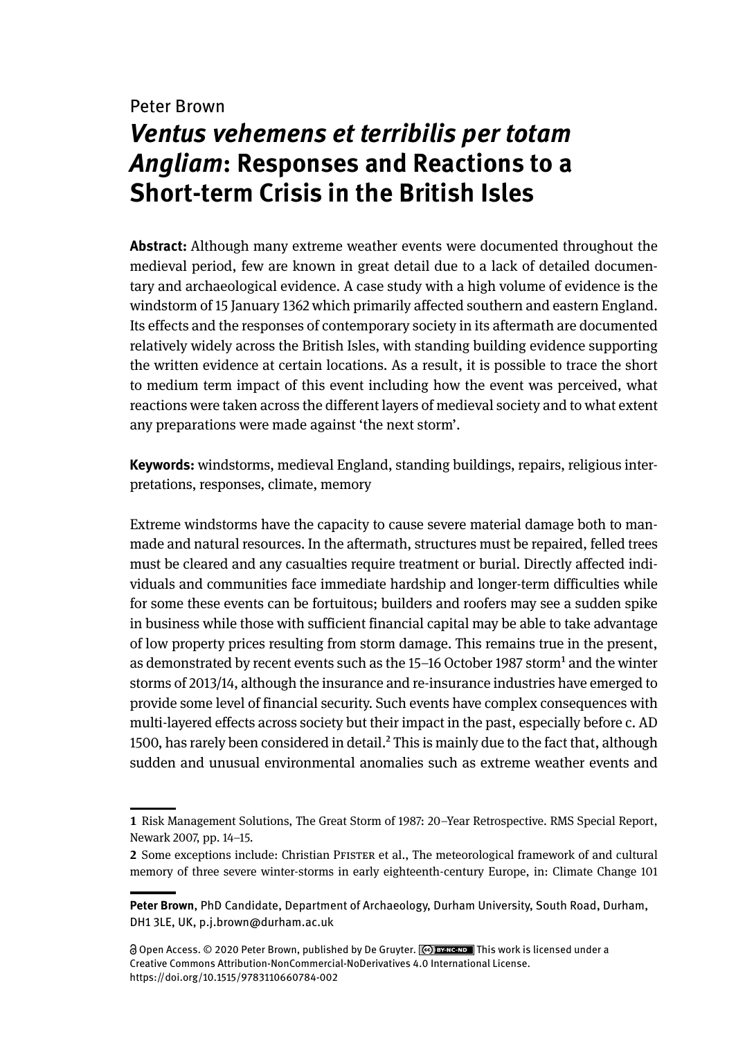Peter Brown

# *Ventus vehemens et terribilis per totam Angliam*: Responses and Reactions to a Short-term Crisis in the British Isles

**Abstract:** Although many extreme weather events were documented throughout the medieval period, few are known in great detail due to a lack of detailed documentary and archaeological evidence. A case study with a high volume of evidence is the windstorm of 15 January 1362 which primarily affected southern and eastern England. Its effects and the responses of contemporary society in its aftermath are documented relatively widely across the British Isles, with standing building evidence supporting the written evidence at certain locations. As a result, it is possible to trace the short to medium term impact of this event including how the event was perceived, what reactions were taken across the different layers of medieval society and to what extent any preparations were made against 'the next storm'.

**Keywords:** windstorms, medieval England, standing buildings, repairs, religious interpretations, responses, climate, memory

Extreme windstorms have the capacity to cause severe material damage both to man-made and natural resources. In the aftermath, structures must be repaired, felled trees must be cleared and any casualties require treatment or burial. Directly affected individuals and communities face immediate hardship and longer-term difficulties while for some these events can be fortuitous; builders and roofers may see a sudden spike in business while those with sufficient financial capital may be able to take advantage of low property prices resulting from storm damage. This remains true in the present, as demonstrated by recent events such as the 15–16 October 1987 storm[1] and the winter storms of 2013/14, although the insurance and re-insurance industries have emerged to provide some level of financial security. Such events have complex consequences with multi-layered effects across society but their impact in the past, especially before c. AD 1500, has rarely been considered in detail.[2] This is mainly due to the fact that, although sudden and unusual environmental anomalies such as extreme weather events and

---

1 Risk Management Solutions, The Great Storm of 1987: 20–Year Retrospective. RMS Special Report, Newark 2007, pp. 14–15.

2 Some exceptions include: Christian Pfister et al., The meteorological framework of and cultural memory of three severe winter-storms in early eighteenth-century Europe, in: Climate Change 101

---

**Peter Brown**, PhD Candidate, Department of Archaeology, Durham University, South Road, Durham, DH1 3LE, UK, p.j.brown@durham.ac.uk

Open Access. © 2020 Peter Brown, published by De Gruyter. This work is licensed under a Creative Commons Attribution-NonCommercial-NoDerivatives 4.0 International License. https://doi.org/10.1515/9783110660784-002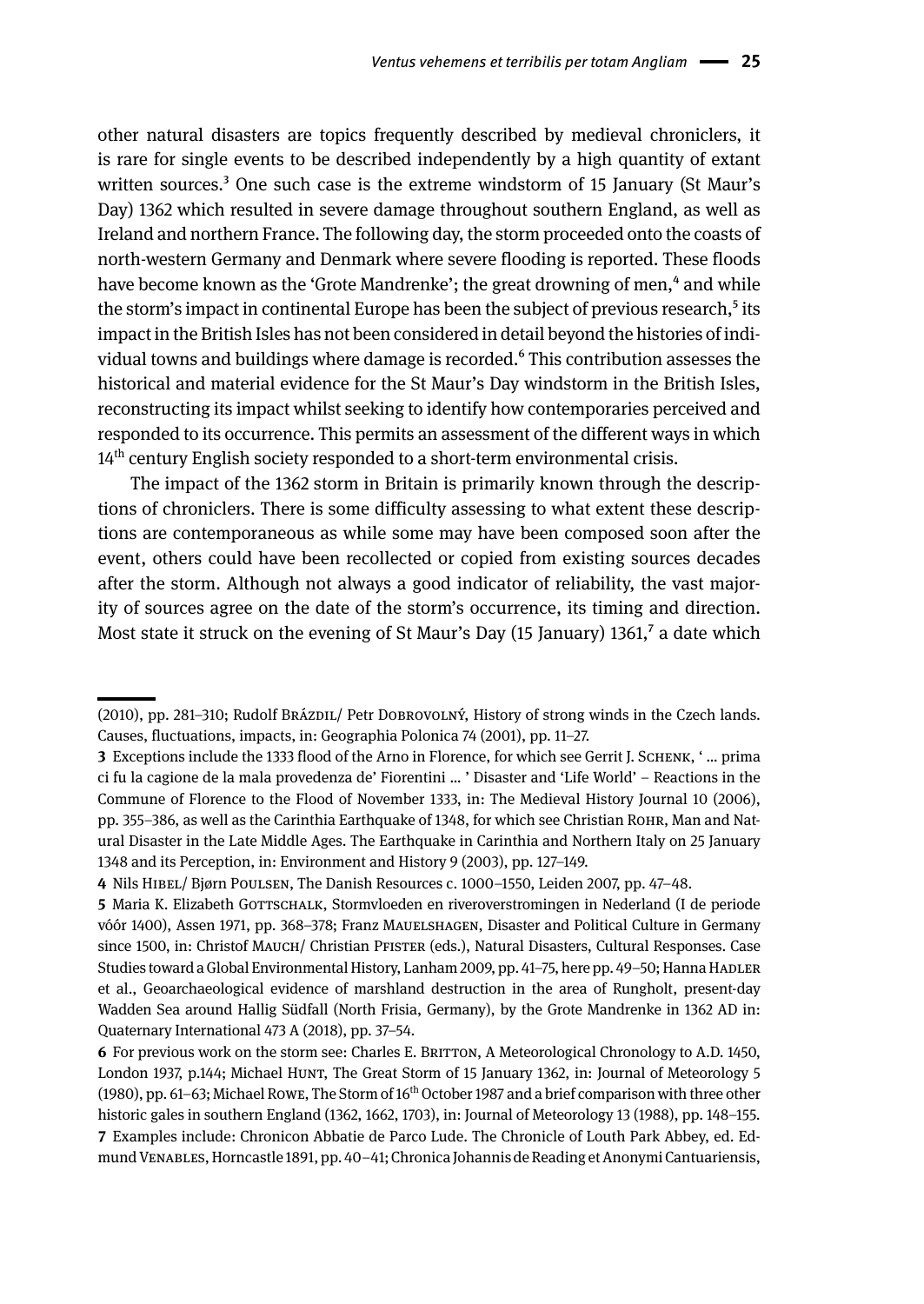other natural disasters are topics frequently described by medieval chroniclers, it is rare for single events to be described independently by a high quantity of extant written sources.[3] One such case is the extreme windstorm of 15 January (St Maur's Day) 1362 which resulted in severe damage throughout southern England, as well as Ireland and northern France. The following day, the storm proceeded onto the coasts of north-western Germany and Denmark where severe flooding is reported. These floods have become known as the 'Grote Mandrenke'; the great drowning of men,[4] and while the storm's impact in continental Europe has been the subject of previous research,[5] its impact in the British Isles has not been considered in detail beyond the histories of individual towns and buildings where damage is recorded.[6] This contribution assesses the historical and material evidence for the St Maur's Day windstorm in the British Isles, reconstructing its impact whilst seeking to identify how contemporaries perceived and responded to its occurrence. This permits an assessment of the different ways in which 14th century English society responded to a short-term environmental crisis.

The impact of the 1362 storm in Britain is primarily known through the descriptions of chroniclers. There is some difficulty assessing to what extent these descriptions are contemporaneous as while some may have been composed soon after the event, others could have been recollected or copied from existing sources decades after the storm. Although not always a good indicator of reliability, the vast majority of sources agree on the date of the storm's occurrence, its timing and direction. Most state it struck on the evening of St Maur's Day (15 January) 1361,[7] a date which

---

(2010), pp. 281–310; Rudolf Brázdil/ Petr Dobrovolný, History of strong winds in the Czech lands. Causes, fluctuations, impacts, in: Geographia Polonica 74 (2001), pp. 11–27.

**3** Exceptions include the 1333 flood of the Arno in Florence, for which see Gerrit J. Schenk, '... prima ci fu la cagione de la mala provedenza de' Fiorentini ... ' Disaster and 'Life World' – Reactions in the Commune of Florence to the Flood of November 1333, in: The Medieval History Journal 10 (2006), pp. 355–386, as well as the Carinthia Earthquake of 1348, for which see Christian Rohr, Man and Natural Disaster in the Late Middle Ages. The Earthquake in Carinthia and Northern Italy on 25 January 1348 and its Perception, in: Environment and History 9 (2003), pp. 127–149.

**4** Nils Hibel/ Bjørn Poulsen, The Danish Resources c. 1000–1550, Leiden 2007, pp. 47–48.

**5** Maria K. Elizabeth Gottschalk, Stormvloeden en rivieroverstromingen in Nederland (I de periode vóór 1400), Assen 1971, pp. 368–378; Franz Mauelshagen, Disaster and Political Culture in Germany since 1500, in: Christof Mauch/ Christian Pfister (eds.), Natural Disasters, Cultural Responses. Case Studies toward a Global Environmental History, Lanham 2009, pp. 41–75, here pp. 49–50; Hanna Hadler et al., Geoarchaeological evidence of marshland destruction in the area of Rungholt, present-day Wadden Sea around Hallig Südfall (North Frisia, Germany), by the Grote Mandrenke in 1362 AD in: Quaternary International 473 A (2018), pp. 37–54.

**6** For previous work on the storm see: Charles E. Britton, A Meteorological Chronology to A.D. 1450, London 1937, p.144; Michael Hunt, The Great Storm of 15 January 1362, in: Journal of Meteorology 5 (1980), pp. 61–63; Michael Rowe, The Storm of 16th October 1987 and a brief comparison with three other historic gales in southern England (1362, 1662, 1703), in: Journal of Meteorology 13 (1988), pp. 148–155.

**7** Examples include: Chronicon Abbatie de Parco Lude. The Chronicle of Louth Park Abbey, ed. Edmund Venables, Horncastle 1891, pp. 40–41; Chronica Johannis de Reading et Anonymi Cantuariensis,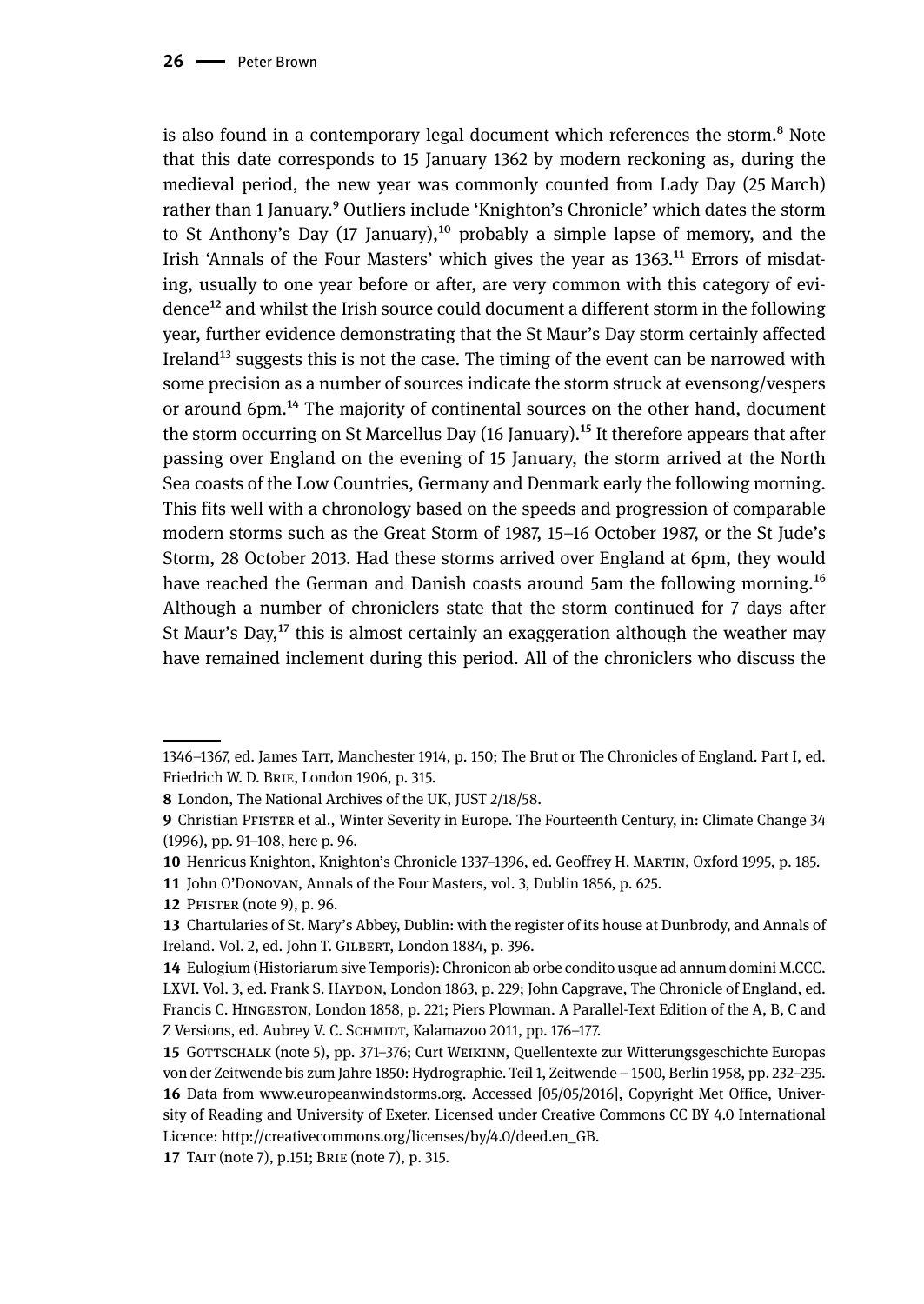is also found in a contemporary legal document which references the storm.[8] Note that this date corresponds to 15 January 1362 by modern reckoning as, during the medieval period, the new year was commonly counted from Lady Day (25 March) rather than 1 January.[9] Outliers include 'Knighton's Chronicle' which dates the storm to St Anthony's Day (17 January),[10] probably a simple lapse of memory, and the Irish 'Annals of the Four Masters' which gives the year as 1363.[11] Errors of misdating, usually to one year before or after, are very common with this category of evidence[12] and whilst the Irish source could document a different storm in the following year, further evidence demonstrating that the St Maur's Day storm certainly affected Ireland[13] suggests this is not the case. The timing of the event can be narrowed with some precision as a number of sources indicate the storm struck at evensong/vespers or around 6pm.[14] The majority of continental sources on the other hand, document the storm occurring on St Marcellus Day (16 January).[15] It therefore appears that after passing over England on the evening of 15 January, the storm arrived at the North Sea coasts of the Low Countries, Germany and Denmark early the following morning. This fits well with a chronology based on the speeds and progression of comparable modern storms such as the Great Storm of 1987, 15–16 October 1987, or the St Jude's Storm, 28 October 2013. Had these storms arrived over England at 6pm, they would have reached the German and Danish coasts around 5am the following morning.[16] Although a number of chroniclers state that the storm continued for 7 days after St Maur's Day,[17] this is almost certainly an exaggeration although the weather may have remained inclement during this period. All of the chroniclers who discuss the

---

1346–1367, ed. James Tait, Manchester 1914, p. 150; The Brut or The Chronicles of England. Part I, ed. Friedrich W. D. Brie, London 1906, p. 315.

**8** London, The National Archives of the UK, JUST 2/18/58.

**9** Christian Pfister et al., Winter Severity in Europe. The Fourteenth Century, in: Climate Change 34 (1996), pp. 91–108, here p. 96.

**10** Henricus Knighton, Knighton's Chronicle 1337–1396, ed. Geoffrey H. Martin, Oxford 1995, p. 185.

**11** John O'Donovan, Annals of the Four Masters, vol. 3, Dublin 1856, p. 625.

**12** Pfister (note 9), p. 96.

**13** Chartularies of St. Mary's Abbey, Dublin: with the register of its house at Dunbrody, and Annals of Ireland. Vol. 2, ed. John T. Gilbert, London 1884, p. 396.

**14** Eulogium (Historiarum sive Temporis): Chronicon ab orbe condito usque ad annum domini M.CCC. LXVI. Vol. 3, ed. Frank S. Haydon, London 1863, p. 229; John Capgrave, The Chronicle of England, ed. Francis C. Hingeston, London 1858, p. 221; Piers Plowman. A Parallel-Text Edition of the A, B, C and Z Versions, ed. Aubrey V. C. Schmidt, Kalamazoo 2011, pp. 176–177.

**15** Gottschalk (note 5), pp. 371–376; Curt Weikinn, Quellentexte zur Witterungsgeschichte Europas von der Zeitwende bis zum Jahre 1850: Hydrographie. Teil 1, Zeitwende – 1500, Berlin 1958, pp. 232–235.

**16** Data from www.europeanwindstorms.org. Accessed [05/05/2016], Copyright Met Office, University of Reading and University of Exeter. Licensed under Creative Commons CC BY 4.0 International Licence: http://creativecommons.org/licenses/by/4.0/deed.en_GB.

**17** Tait (note 7), p.151; Brie (note 7), p. 315.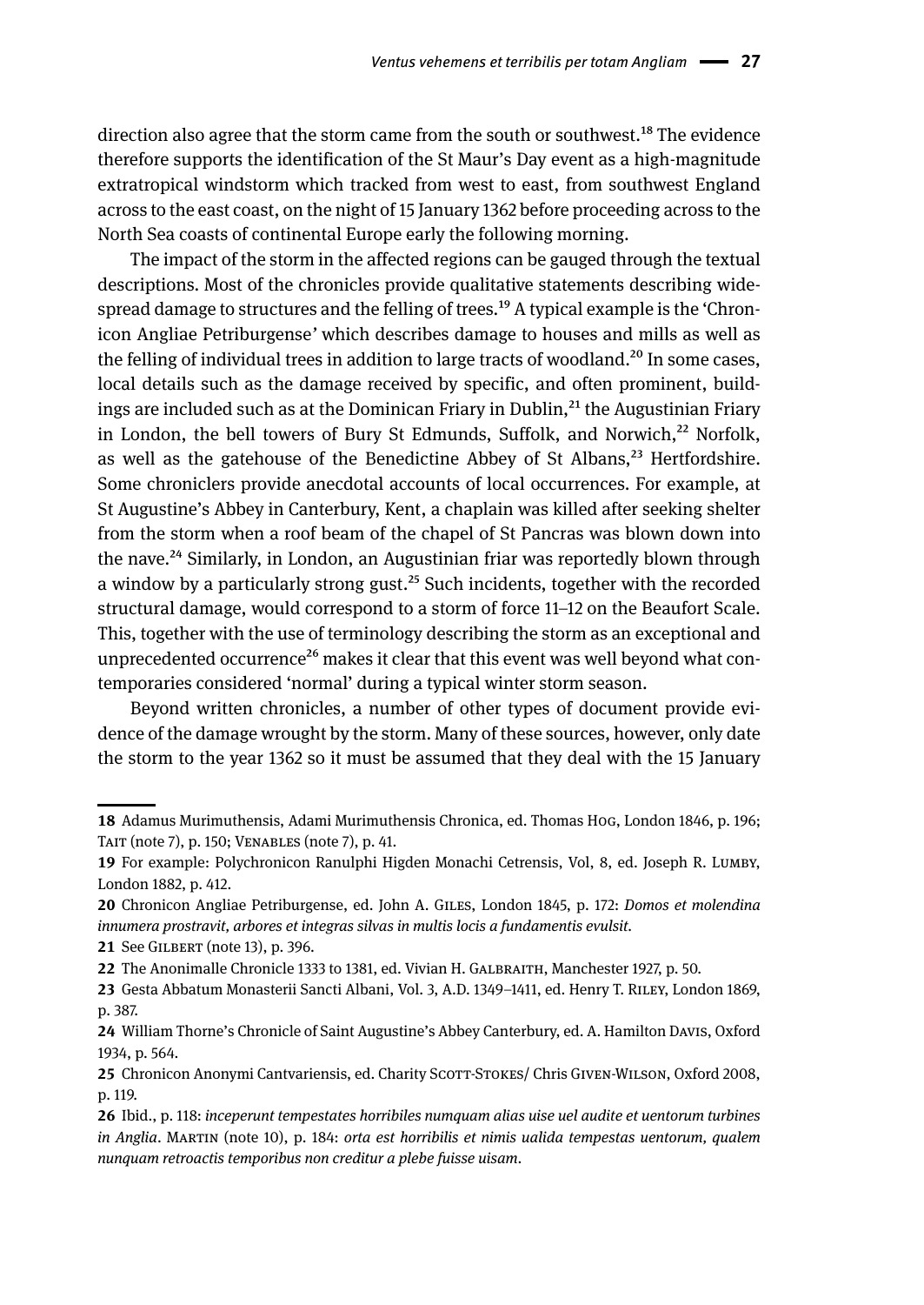direction also agree that the storm came from the south or southwest.[18] The evidence therefore supports the identification of the St Maur's Day event as a high-magnitude extratropical windstorm which tracked from west to east, from southwest England across to the east coast, on the night of 15 January 1362 before proceeding across to the North Sea coasts of continental Europe early the following morning.

The impact of the storm in the affected regions can be gauged through the textual descriptions. Most of the chronicles provide qualitative statements describing widespread damage to structures and the felling of trees.[19] A typical example is the 'Chronicon Angliae Petriburgense' which describes damage to houses and mills as well as the felling of individual trees in addition to large tracts of woodland.[20] In some cases, local details such as the damage received by specific, and often prominent, buildings are included such as at the Dominican Friary in Dublin,[21] the Augustinian Friary in London, the bell towers of Bury St Edmunds, Suffolk, and Norwich,[22] Norfolk, as well as the gatehouse of the Benedictine Abbey of St Albans,[23] Hertfordshire. Some chroniclers provide anecdotal accounts of local occurrences. For example, at St Augustine's Abbey in Canterbury, Kent, a chaplain was killed after seeking shelter from the storm when a roof beam of the chapel of St Pancras was blown down into the nave.[24] Similarly, in London, an Augustinian friar was reportedly blown through a window by a particularly strong gust.[25] Such incidents, together with the recorded structural damage, would correspond to a storm of force 11–12 on the Beaufort Scale. This, together with the use of terminology describing the storm as an exceptional and unprecedented occurrence[26] makes it clear that this event was well beyond what contemporaries considered 'normal' during a typical winter storm season.

Beyond written chronicles, a number of other types of document provide evidence of the damage wrought by the storm. Many of these sources, however, only date the storm to the year 1362 so it must be assumed that they deal with the 15 January

---

**18** Adamus Murimuthensis, Adami Murimuthensis Chronica, ed. Thomas Hog, London 1846, p. 196; Tait (note 7), p. 150; Venables (note 7), p. 41.

**19** For example: Polychronicon Ranulphi Higden Monachi Cetrensis, Vol, 8, ed. Joseph R. Lumby, London 1882, p. 412.

**20** Chronicon Angliae Petriburgense, ed. John A. Giles, London 1845, p. 172: *Domos et molendina innumera prostravit, arbores et integras silvas in multis locis a fundamentis evulsit.*

**21** See Gilbert (note 13), p. 396.

**22** The Anonimalle Chronicle 1333 to 1381, ed. Vivian H. Galbraith, Manchester 1927, p. 50.

**23** Gesta Abbatum Monasterii Sancti Albani, Vol. 3, A.D. 1349–1411, ed. Henry T. Riley, London 1869, p. 387.

**24** William Thorne's Chronicle of Saint Augustine's Abbey Canterbury, ed. A. Hamilton Davis, Oxford 1934, p. 564.

**25** Chronicon Anonymi Cantvariensis, ed. Charity Scott-Stokes/ Chris Given-Wilson, Oxford 2008, p. 119.

**26** Ibid., p. 118: *inceperunt tempestates horribiles numquam alias uise uel audite et uentorum turbines in Anglia*. Martin (note 10), p. 184: *orta est horribilis et nimis ualida tempestas uentorum, qualem nunquam retroactis temporibus non creditur a plebe fuisse uisam*.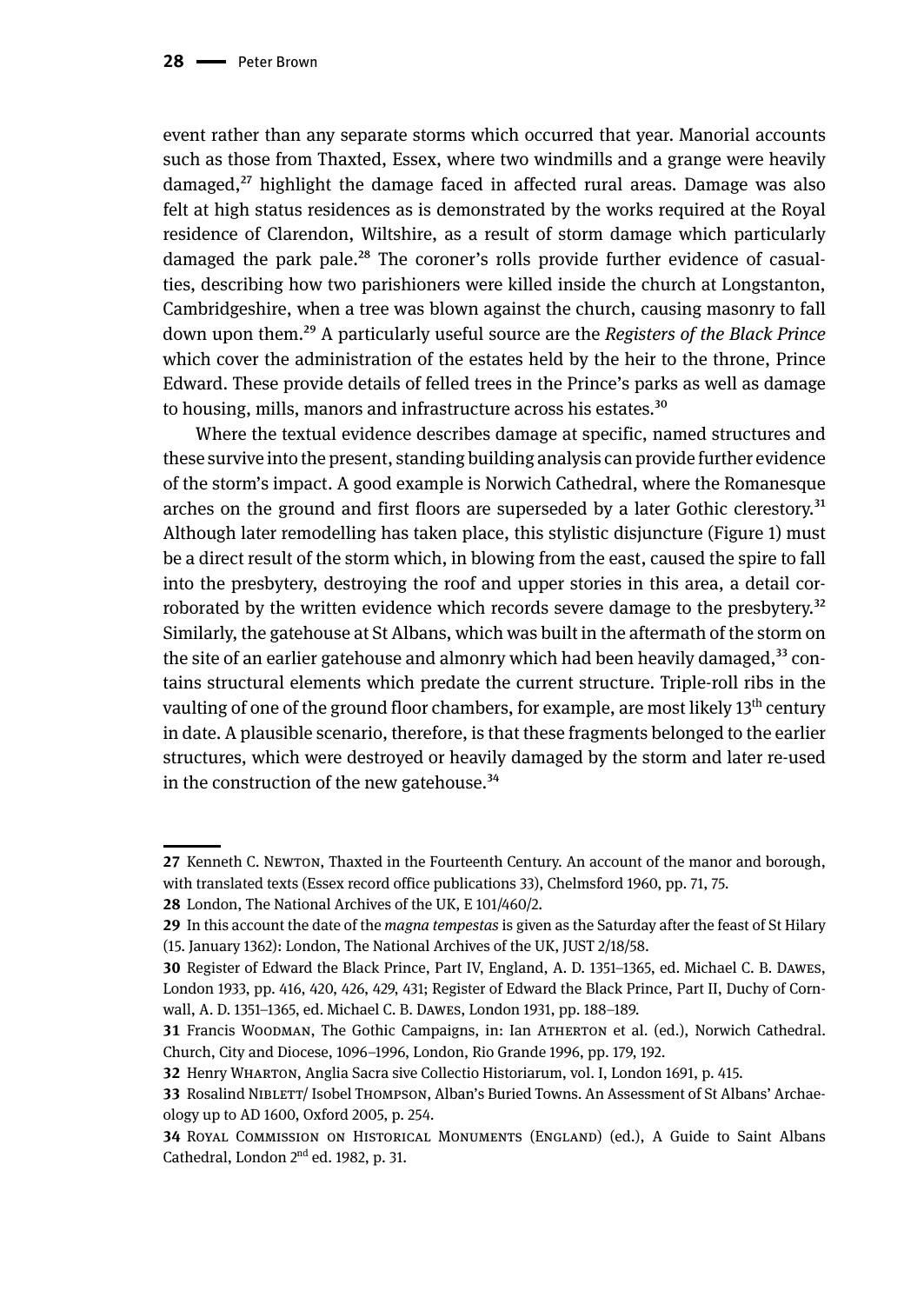event rather than any separate storms which occurred that year. Manorial accounts such as those from Thaxted, Essex, where two windmills and a grange were heavily damaged,[27] highlight the damage faced in affected rural areas. Damage was also felt at high status residences as is demonstrated by the works required at the Royal residence of Clarendon, Wiltshire, as a result of storm damage which particularly damaged the park pale.[28] The coroner's rolls provide further evidence of casualties, describing how two parishioners were killed inside the church at Longstanton, Cambridgeshire, when a tree was blown against the church, causing masonry to fall down upon them.[29] A particularly useful source are the *Registers of the Black Prince* which cover the administration of the estates held by the heir to the throne, Prince Edward. These provide details of felled trees in the Prince's parks as well as damage to housing, mills, manors and infrastructure across his estates.[30]

Where the textual evidence describes damage at specific, named structures and these survive into the present, standing building analysis can provide further evidence of the storm's impact. A good example is Norwich Cathedral, where the Romanesque arches on the ground and first floors are superseded by a later Gothic clerestory.[31] Although later remodelling has taken place, this stylistic disjuncture (Figure 1) must be a direct result of the storm which, in blowing from the east, caused the spire to fall into the presbytery, destroying the roof and upper stories in this area, a detail corroborated by the written evidence which records severe damage to the presbytery.[32] Similarly, the gatehouse at St Albans, which was built in the aftermath of the storm on the site of an earlier gatehouse and almonry which had been heavily damaged,[33] contains structural elements which predate the current structure. Triple-roll ribs in the vaulting of one of the ground floor chambers, for example, are most likely 13th century in date. A plausible scenario, therefore, is that these fragments belonged to the earlier structures, which were destroyed or heavily damaged by the storm and later re-used in the construction of the new gatehouse.[34]

---

27 Kenneth C. Newton, Thaxted in the Fourteenth Century. An account of the manor and borough, with translated texts (Essex record office publications 33), Chelmsford 1960, pp. 71, 75.

28 London, The National Archives of the UK, E 101/460/2.

29 In this account the date of the *magna tempestas* is given as the Saturday after the feast of St Hilary (15. January 1362): London, The National Archives of the UK, JUST 2/18/58.

30 Register of Edward the Black Prince, Part IV, England, A. D. 1351–1365, ed. Michael C. B. Dawes, London 1933, pp. 416, 420, 426, 429, 431; Register of Edward the Black Prince, Part II, Duchy of Cornwall, A. D. 1351–1365, ed. Michael C. B. Dawes, London 1931, pp. 188–189.

31 Francis Woodman, The Gothic Campaigns, in: Ian Atherton et al. (ed.), Norwich Cathedral. Church, City and Diocese, 1096–1996, London, Rio Grande 1996, pp. 179, 192.

32 Henry Wharton, Anglia Sacra sive Collectio Historiarum, vol. I, London 1691, p. 415.

33 Rosalind Niblett/ Isobel Thompson, Alban's Buried Towns. An Assessment of St Albans' Archaeology up to AD 1600, Oxford 2005, p. 254.

34 Royal Commission on Historical Monuments (England) (ed.), A Guide to Saint Albans Cathedral, London 2nd ed. 1982, p. 31.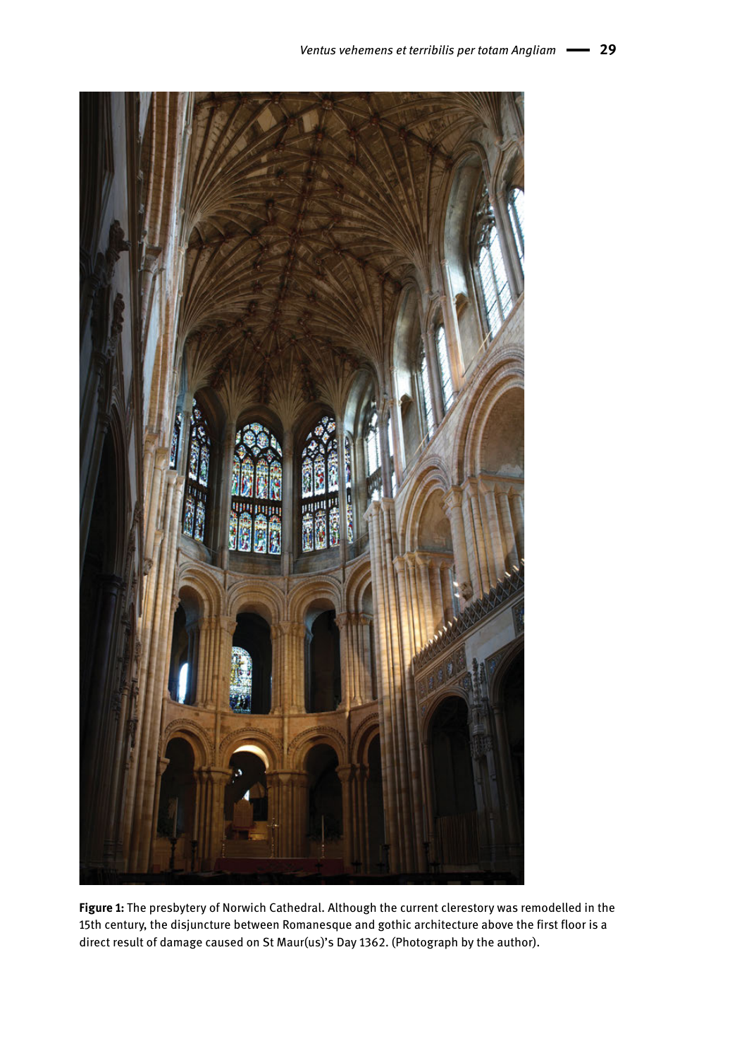**Figure 1:** The presbytery of Norwich Cathedral. Although the current clerestory was remodelled in the 15th century, the disjuncture between Romanesque and gothic architecture above the first floor is a direct result of damage caused on St Maur(us)'s Day 1362. (Photograph by the author).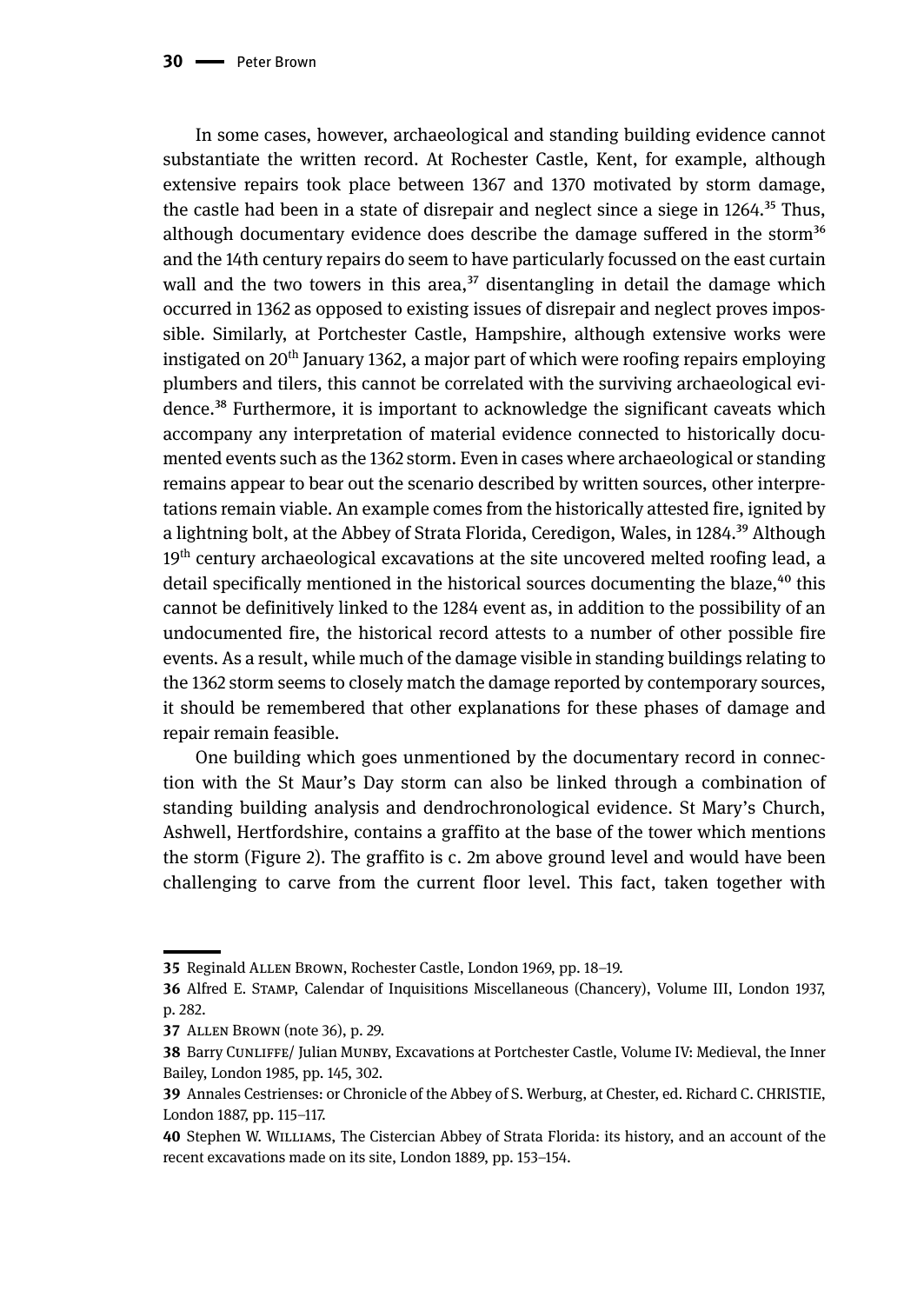In some cases, however, archaeological and standing building evidence cannot substantiate the written record. At Rochester Castle, Kent, for example, although extensive repairs took place between 1367 and 1370 motivated by storm damage, the castle had been in a state of disrepair and neglect since a siege in 1264.[35] Thus, although documentary evidence does describe the damage suffered in the storm[36] and the 14th century repairs do seem to have particularly focussed on the east curtain wall and the two towers in this area,[37] disentangling in detail the damage which occurred in 1362 as opposed to existing issues of disrepair and neglect proves impossible. Similarly, at Portchester Castle, Hampshire, although extensive works were instigated on 20th January 1362, a major part of which were roofing repairs employing plumbers and tilers, this cannot be correlated with the surviving archaeological evidence.[38] Furthermore, it is important to acknowledge the significant caveats which accompany any interpretation of material evidence connected to historically documented events such as the 1362 storm. Even in cases where archaeological or standing remains appear to bear out the scenario described by written sources, other interpretations remain viable. An example comes from the historically attested fire, ignited by a lightning bolt, at the Abbey of Strata Florida, Ceredigon, Wales, in 1284.[39] Although 19th century archaeological excavations at the site uncovered melted roofing lead, a detail specifically mentioned in the historical sources documenting the blaze,[40] this cannot be definitively linked to the 1284 event as, in addition to the possibility of an undocumented fire, the historical record attests to a number of other possible fire events. As a result, while much of the damage visible in standing buildings relating to the 1362 storm seems to closely match the damage reported by contemporary sources, it should be remembered that other explanations for these phases of damage and repair remain feasible.

One building which goes unmentioned by the documentary record in connection with the St Maur's Day storm can also be linked through a combination of standing building analysis and dendrochronological evidence. St Mary's Church, Ashwell, Hertfordshire, contains a graffito at the base of the tower which mentions the storm (Figure 2). The graffito is c. 2m above ground level and would have been challenging to carve from the current floor level. This fact, taken together with

---

35 Reginald Allen Brown, Rochester Castle, London 1969, pp. 18–19.

36 Alfred E. Stamp, Calendar of Inquisitions Miscellaneous (Chancery), Volume III, London 1937, p. 282.

37 Allen Brown (note 36), p. 29.

38 Barry Cunliffe/ Julian Munby, Excavations at Portchester Castle, Volume IV: Medieval, the Inner Bailey, London 1985, pp. 145, 302.

39 Annales Cestrienses: or Chronicle of the Abbey of S. Werburg, at Chester, ed. Richard C. CHRISTIE, London 1887, pp. 115–117.

40 Stephen W. Williams, The Cistercian Abbey of Strata Florida: its history, and an account of the recent excavations made on its site, London 1889, pp. 153–154.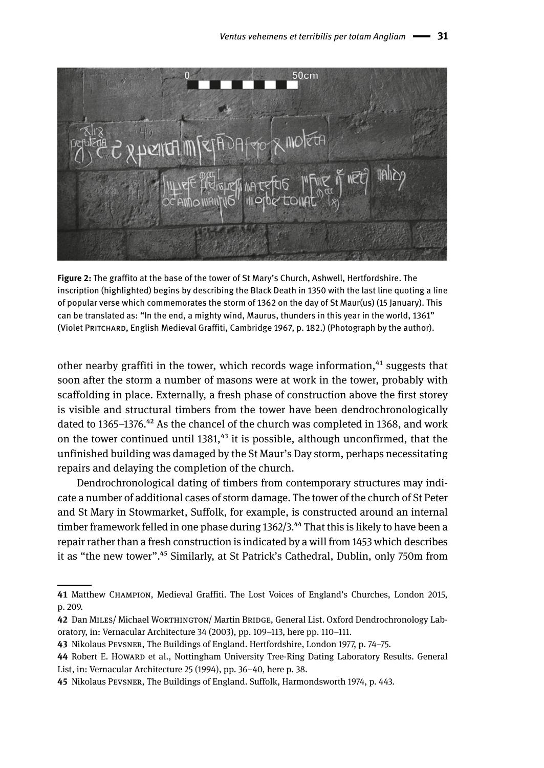**Figure 2:** The graffito at the base of the tower of St Mary's Church, Ashwell, Hertfordshire. The inscription (highlighted) begins by describing the Black Death in 1350 with the last line quoting a line of popular verse which commemorates the storm of 1362 on the day of St Maur(us) (15 January). This can be translated as: "In the end, a mighty wind, Maurus, thunders in this year in the world, 1361" (Violet Pritchard, English Medieval Graffiti, Cambridge 1967, p. 182.) (Photograph by the author).

other nearby graffiti in the tower, which records wage information,[41] suggests that soon after the storm a number of masons were at work in the tower, probably with scaffolding in place. Externally, a fresh phase of construction above the first storey is visible and structural timbers from the tower have been dendrochronologically dated to 1365–1376.[42] As the chancel of the church was completed in 1368, and work on the tower continued until 1381,[43] it is possible, although unconfirmed, that the unfinished building was damaged by the St Maur's Day storm, perhaps necessitating repairs and delaying the completion of the church.

Dendrochronological dating of timbers from contemporary structures may indicate a number of additional cases of storm damage. The tower of the church of St Peter and St Mary in Stowmarket, Suffolk, for example, is constructed around an internal timber framework felled in one phase during 1362/3.[44] That this is likely to have been a repair rather than a fresh construction is indicated by a will from 1453 which describes it as "the new tower".[45] Similarly, at St Patrick's Cathedral, Dublin, only 750m from

---

41 Matthew Champion, Medieval Graffiti. The Lost Voices of England's Churches, London 2015, p. 209.

42 Dan Miles/ Michael Worthington/ Martin Bridge, General List. Oxford Dendrochronology Laboratory, in: Vernacular Architecture 34 (2003), pp. 109–113, here pp. 110–111.

43 Nikolaus Pevsner, The Buildings of England. Hertfordshire, London 1977, p. 74–75.

44 Robert E. Howard et al., Nottingham University Tree-Ring Dating Laboratory Results. General List, in: Vernacular Architecture 25 (1994), pp. 36–40, here p. 38.

45 Nikolaus Pevsner, The Buildings of England. Suffolk, Harmondsworth 1974, p. 443.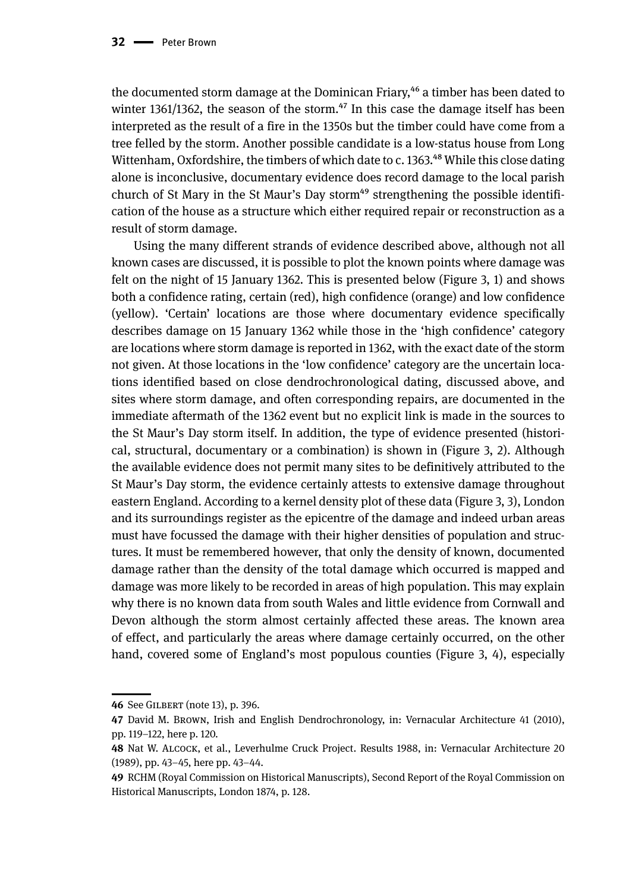the documented storm damage at the Dominican Friary,[46] a timber has been dated to winter 1361/1362, the season of the storm.[47] In this case the damage itself has been interpreted as the result of a fire in the 1350s but the timber could have come from a tree felled by the storm. Another possible candidate is a low-status house from Long Wittenham, Oxfordshire, the timbers of which date to c. 1363.[48] While this close dating alone is inconclusive, documentary evidence does record damage to the local parish church of St Mary in the St Maur's Day storm[49] strengthening the possible identification of the house as a structure which either required repair or reconstruction as a result of storm damage.

Using the many different strands of evidence described above, although not all known cases are discussed, it is possible to plot the known points where damage was felt on the night of 15 January 1362. This is presented below (Figure 3, 1) and shows both a confidence rating, certain (red), high confidence (orange) and low confidence (yellow). 'Certain' locations are those where documentary evidence specifically describes damage on 15 January 1362 while those in the 'high confidence' category are locations where storm damage is reported in 1362, with the exact date of the storm not given. At those locations in the 'low confidence' category are the uncertain locations identified based on close dendrochronological dating, discussed above, and sites where storm damage, and often corresponding repairs, are documented in the immediate aftermath of the 1362 event but no explicit link is made in the sources to the St Maur's Day storm itself. In addition, the type of evidence presented (historical, structural, documentary or a combination) is shown in (Figure 3, 2). Although the available evidence does not permit many sites to be definitively attributed to the St Maur's Day storm, the evidence certainly attests to extensive damage throughout eastern England. According to a kernel density plot of these data (Figure 3, 3), London and its surroundings register as the epicentre of the damage and indeed urban areas must have focussed the damage with their higher densities of population and structures. It must be remembered however, that only the density of known, documented damage rather than the density of the total damage which occurred is mapped and damage was more likely to be recorded in areas of high population. This may explain why there is no known data from south Wales and little evidence from Cornwall and Devon although the storm almost certainly affected these areas. The known area of effect, and particularly the areas where damage certainly occurred, on the other hand, covered some of England's most populous counties (Figure 3, 4), especially

---

**46** See Gilbert (note 13), p. 396.

**47** David M. Brown, Irish and English Dendrochronology, in: Vernacular Architecture 41 (2010), pp. 119–122, here p. 120.

**48** Nat W. Alcock, et al., Leverhulme Cruck Project. Results 1988, in: Vernacular Architecture 20 (1989), pp. 43–45, here pp. 43–44.

**49** RCHM (Royal Commission on Historical Manuscripts), Second Report of the Royal Commission on Historical Manuscripts, London 1874, p. 128.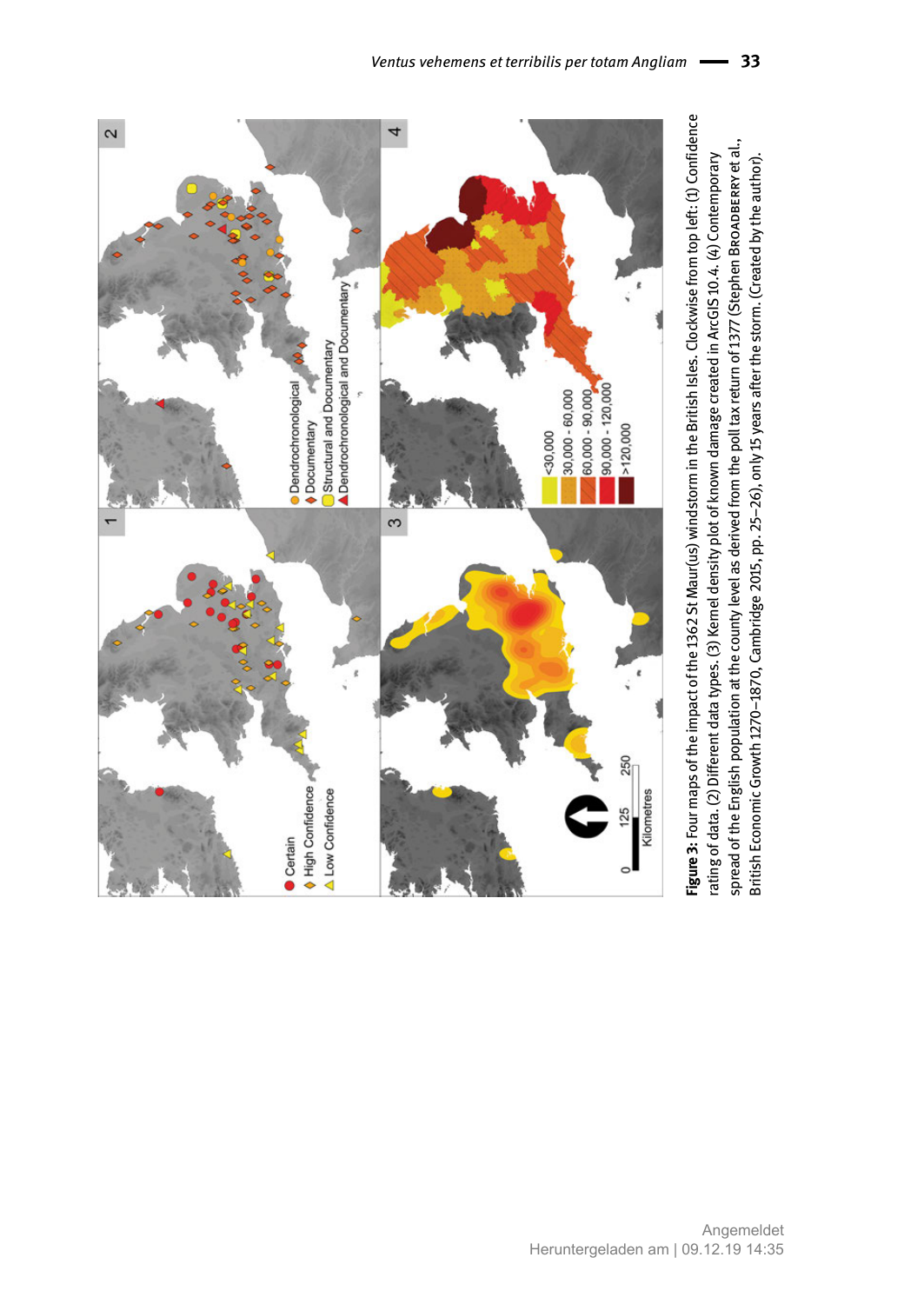**Figure 3:** Four maps of the impact of the 1362 St Maur(us) windstorm in the British Isles. Clockwise from top left: (1) Confidence rating of data. (2) Different data types. (3) Kernel density plot of known damage created in ArcGIS 10.4. (4) Contemporary spread of the English population at the county level as derived from the poll tax return of 1377 (Stephen Broadberry et al., British Economic Growth 1270–1870, Cambridge 2015, pp. 25–26), only 15 years after the storm. (Created by the author).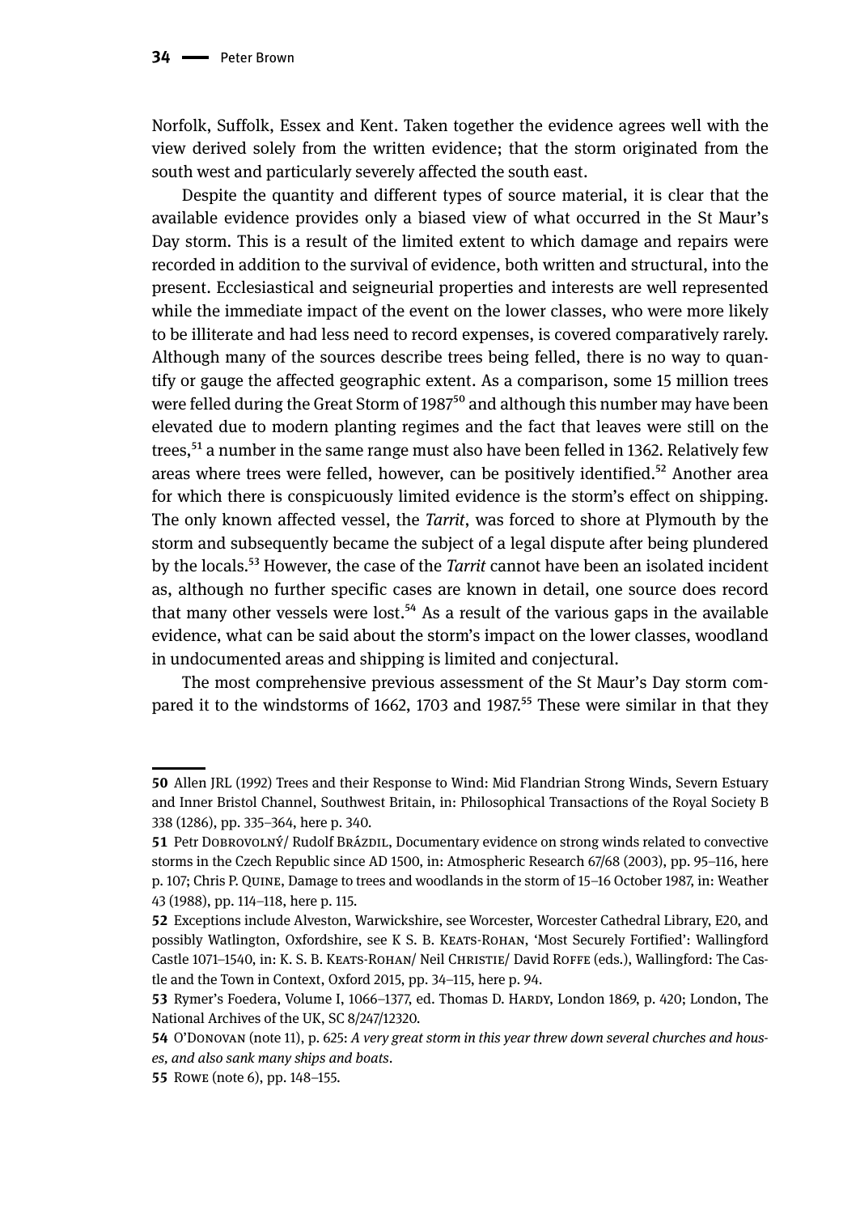Norfolk, Suffolk, Essex and Kent. Taken together the evidence agrees well with the view derived solely from the written evidence; that the storm originated from the south west and particularly severely affected the south east.

Despite the quantity and different types of source material, it is clear that the available evidence provides only a biased view of what occurred in the St Maur's Day storm. This is a result of the limited extent to which damage and repairs were recorded in addition to the survival of evidence, both written and structural, into the present. Ecclesiastical and seigneurial properties and interests are well represented while the immediate impact of the event on the lower classes, who were more likely to be illiterate and had less need to record expenses, is covered comparatively rarely. Although many of the sources describe trees being felled, there is no way to quantify or gauge the affected geographic extent. As a comparison, some 15 million trees were felled during the Great Storm of 1987[50] and although this number may have been elevated due to modern planting regimes and the fact that leaves were still on the trees,[51] a number in the same range must also have been felled in 1362. Relatively few areas where trees were felled, however, can be positively identified.[52] Another area for which there is conspicuously limited evidence is the storm's effect on shipping. The only known affected vessel, the *Tarrit*, was forced to shore at Plymouth by the storm and subsequently became the subject of a legal dispute after being plundered by the locals.[53] However, the case of the *Tarrit* cannot have been an isolated incident as, although no further specific cases are known in detail, one source does record that many other vessels were lost.[54] As a result of the various gaps in the available evidence, what can be said about the storm's impact on the lower classes, woodland in undocumented areas and shipping is limited and conjectural.

The most comprehensive previous assessment of the St Maur's Day storm compared it to the windstorms of 1662, 1703 and 1987.[55] These were similar in that they

---

**50** Allen JRL (1992) Trees and their Response to Wind: Mid Flandrian Strong Winds, Severn Estuary and Inner Bristol Channel, Southwest Britain, in: Philosophical Transactions of the Royal Society B 338 (1286), pp. 335–364, here p. 340.

**51** Petr Dobrovolný/ Rudolf Brázdil, Documentary evidence on strong winds related to convective storms in the Czech Republic since AD 1500, in: Atmospheric Research 67/68 (2003), pp. 95–116, here p. 107; Chris P. Quine, Damage to trees and woodlands in the storm of 15–16 October 1987, in: Weather 43 (1988), pp. 114–118, here p. 115.

**52** Exceptions include Alveston, Warwickshire, see Worcester, Worcester Cathedral Library, E20, and possibly Watlington, Oxfordshire, see K S. B. Keats-Rohan, 'Most Securely Fortified': Wallingford Castle 1071–1540, in: K. S. B. Keats-Rohan/ Neil Christie/ David Roffe (eds.), Wallingford: The Castle and the Town in Context, Oxford 2015, pp. 34–115, here p. 94.

**53** Rymer's Foedera, Volume I, 1066–1377, ed. Thomas D. Hardy, London 1869, p. 420; London, The National Archives of the UK, SC 8/247/12320.

**54** O'Donovan (note 11), p. 625: *A very great storm in this year threw down several churches and houses, and also sank many ships and boats*.

**55** Rowe (note 6), pp. 148–155.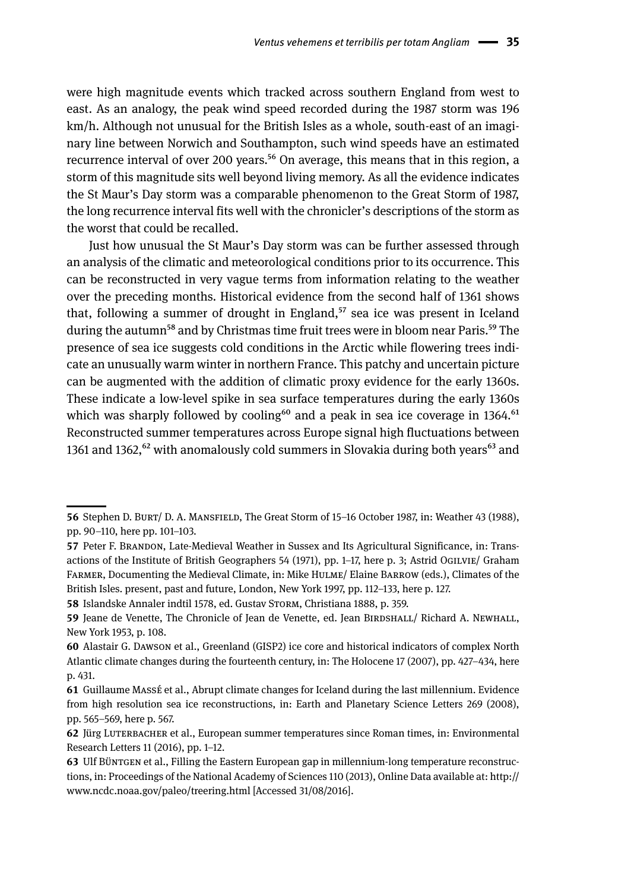were high magnitude events which tracked across southern England from west to east. As an analogy, the peak wind speed recorded during the 1987 storm was 196 km/h. Although not unusual for the British Isles as a whole, south-east of an imaginary line between Norwich and Southampton, such wind speeds have an estimated recurrence interval of over 200 years.[56] On average, this means that in this region, a storm of this magnitude sits well beyond living memory. As all the evidence indicates the St Maur's Day storm was a comparable phenomenon to the Great Storm of 1987, the long recurrence interval fits well with the chronicler's descriptions of the storm as the worst that could be recalled.

Just how unusual the St Maur's Day storm was can be further assessed through an analysis of the climatic and meteorological conditions prior to its occurrence. This can be reconstructed in very vague terms from information relating to the weather over the preceding months. Historical evidence from the second half of 1361 shows that, following a summer of drought in England,[57] sea ice was present in Iceland during the autumn[58] and by Christmas time fruit trees were in bloom near Paris.[59] The presence of sea ice suggests cold conditions in the Arctic while flowering trees indicate an unusually warm winter in northern France. This patchy and uncertain picture can be augmented with the addition of climatic proxy evidence for the early 1360s. These indicate a low-level spike in sea surface temperatures during the early 1360s which was sharply followed by cooling[60] and a peak in sea ice coverage in 1364.[61] Reconstructed summer temperatures across Europe signal high fluctuations between 1361 and 1362,[62] with anomalously cold summers in Slovakia during both years[63] and

---

**56** Stephen D. Burt/ D. A. Mansfield, The Great Storm of 15–16 October 1987, in: Weather 43 (1988), pp. 90–110, here pp. 101–103.

**57** Peter F. Brandon, Late-Medieval Weather in Sussex and Its Agricultural Significance, in: Transactions of the Institute of British Geographers 54 (1971), pp. 1–17, here p. 3; Astrid Ogilvie/ Graham Farmer, Documenting the Medieval Climate, in: Mike Hulme/ Elaine Barrow (eds.), Climates of the British Isles. present, past and future, London, New York 1997, pp. 112–133, here p. 127.

**58** Islandske Annaler indtil 1578, ed. Gustav Storm, Christiania 1888, p. 359.

**59** Jeane de Venette, The Chronicle of Jean de Venette, ed. Jean Birdshall/ Richard A. Newhall, New York 1953, p. 108.

**60** Alastair G. Dawson et al., Greenland (GISP2) ice core and historical indicators of complex North Atlantic climate changes during the fourteenth century, in: The Holocene 17 (2007), pp. 427–434, here p. 431.

**61** Guillaume Massé et al., Abrupt climate changes for Iceland during the last millennium. Evidence from high resolution sea ice reconstructions, in: Earth and Planetary Science Letters 269 (2008), pp. 565–569, here p. 567.

**62** Jürg Luterbacher et al., European summer temperatures since Roman times, in: Environmental Research Letters 11 (2016), pp. 1–12.

**63** Ulf Büntgen et al., Filling the Eastern European gap in millennium-long temperature reconstructions, in: Proceedings of the National Academy of Sciences 110 (2013), Online Data available at: http://www.ncdc.noaa.gov/paleo/treering.html [Accessed 31/08/2016].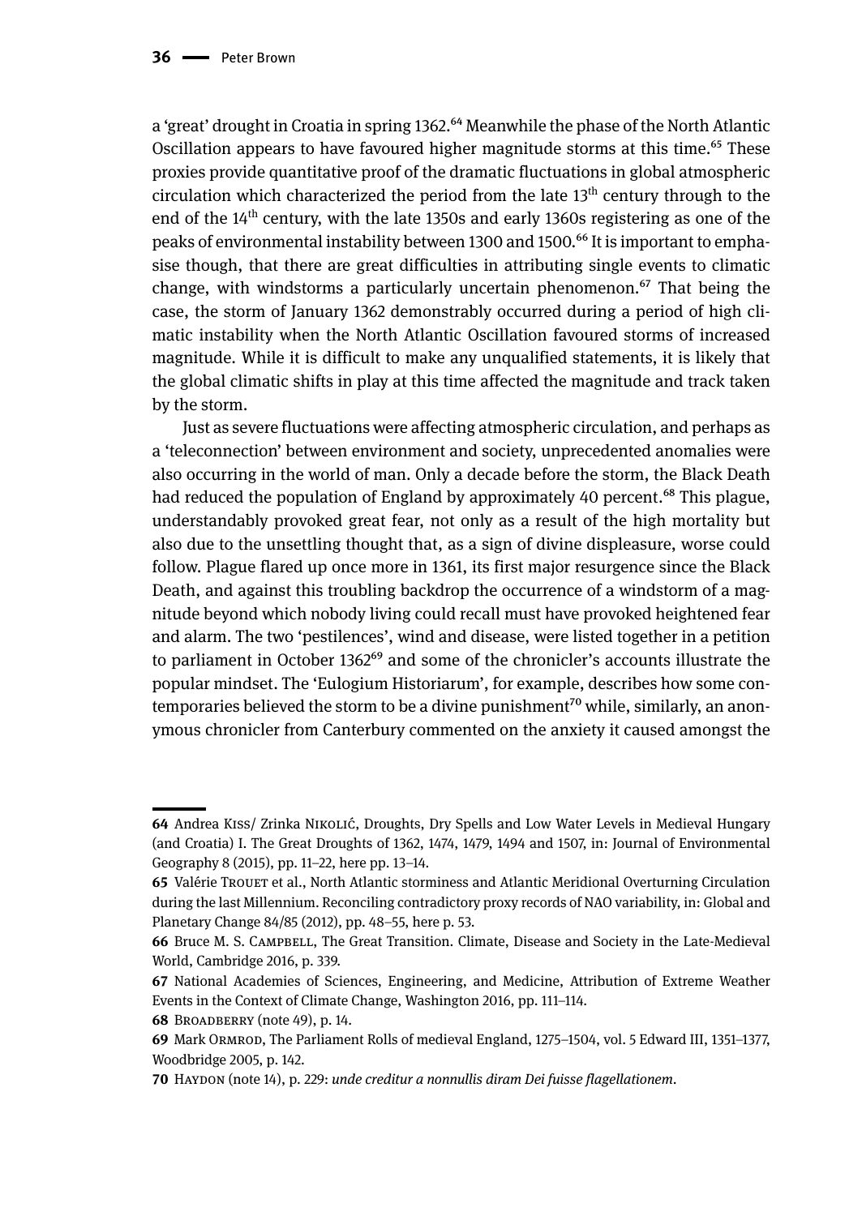a 'great' drought in Croatia in spring 1362.[64] Meanwhile the phase of the North Atlantic Oscillation appears to have favoured higher magnitude storms at this time.[65] These proxies provide quantitative proof of the dramatic fluctuations in global atmospheric circulation which characterized the period from the late 13th century through to the end of the 14th century, with the late 1350s and early 1360s registering as one of the peaks of environmental instability between 1300 and 1500.[66] It is important to emphasise though, that there are great difficulties in attributing single events to climatic change, with windstorms a particularly uncertain phenomenon.[67] That being the case, the storm of January 1362 demonstrably occurred during a period of high climatic instability when the North Atlantic Oscillation favoured storms of increased magnitude. While it is difficult to make any unqualified statements, it is likely that the global climatic shifts in play at this time affected the magnitude and track taken by the storm.

Just as severe fluctuations were affecting atmospheric circulation, and perhaps as a 'teleconnection' between environment and society, unprecedented anomalies were also occurring in the world of man. Only a decade before the storm, the Black Death had reduced the population of England by approximately 40 percent.[68] This plague, understandably provoked great fear, not only as a result of the high mortality but also due to the unsettling thought that, as a sign of divine displeasure, worse could follow. Plague flared up once more in 1361, its first major resurgence since the Black Death, and against this troubling backdrop the occurrence of a windstorm of a magnitude beyond which nobody living could recall must have provoked heightened fear and alarm. The two 'pestilences', wind and disease, were listed together in a petition to parliament in October 1362[69] and some of the chronicler's accounts illustrate the popular mindset. The 'Eulogium Historiarum', for example, describes how some contemporaries believed the storm to be a divine punishment[70] while, similarly, an anonymous chronicler from Canterbury commented on the anxiety it caused amongst the

---

64 Andrea Kiss/ Zrinka Nikolić, Droughts, Dry Spells and Low Water Levels in Medieval Hungary (and Croatia) I. The Great Droughts of 1362, 1474, 1479, 1494 and 1507, in: Journal of Environmental Geography 8 (2015), pp. 11–22, here pp. 13–14.

65 Valérie Trouet et al., North Atlantic storminess and Atlantic Meridional Overturning Circulation during the last Millennium. Reconciling contradictory proxy records of NAO variability, in: Global and Planetary Change 84/85 (2012), pp. 48–55, here p. 53.

66 Bruce M. S. Campbell, The Great Transition. Climate, Disease and Society in the Late-Medieval World, Cambridge 2016, p. 339.

67 National Academies of Sciences, Engineering, and Medicine, Attribution of Extreme Weather Events in the Context of Climate Change, Washington 2016, pp. 111–114.

68 Broadberry (note 49), p. 14.

69 Mark Ormrod, The Parliament Rolls of medieval England, 1275–1504, vol. 5 Edward III, 1351–1377, Woodbridge 2005, p. 142.

70 Haydon (note 14), p. 229: *unde creditur a nonnullis diram Dei fuisse flagellationem*.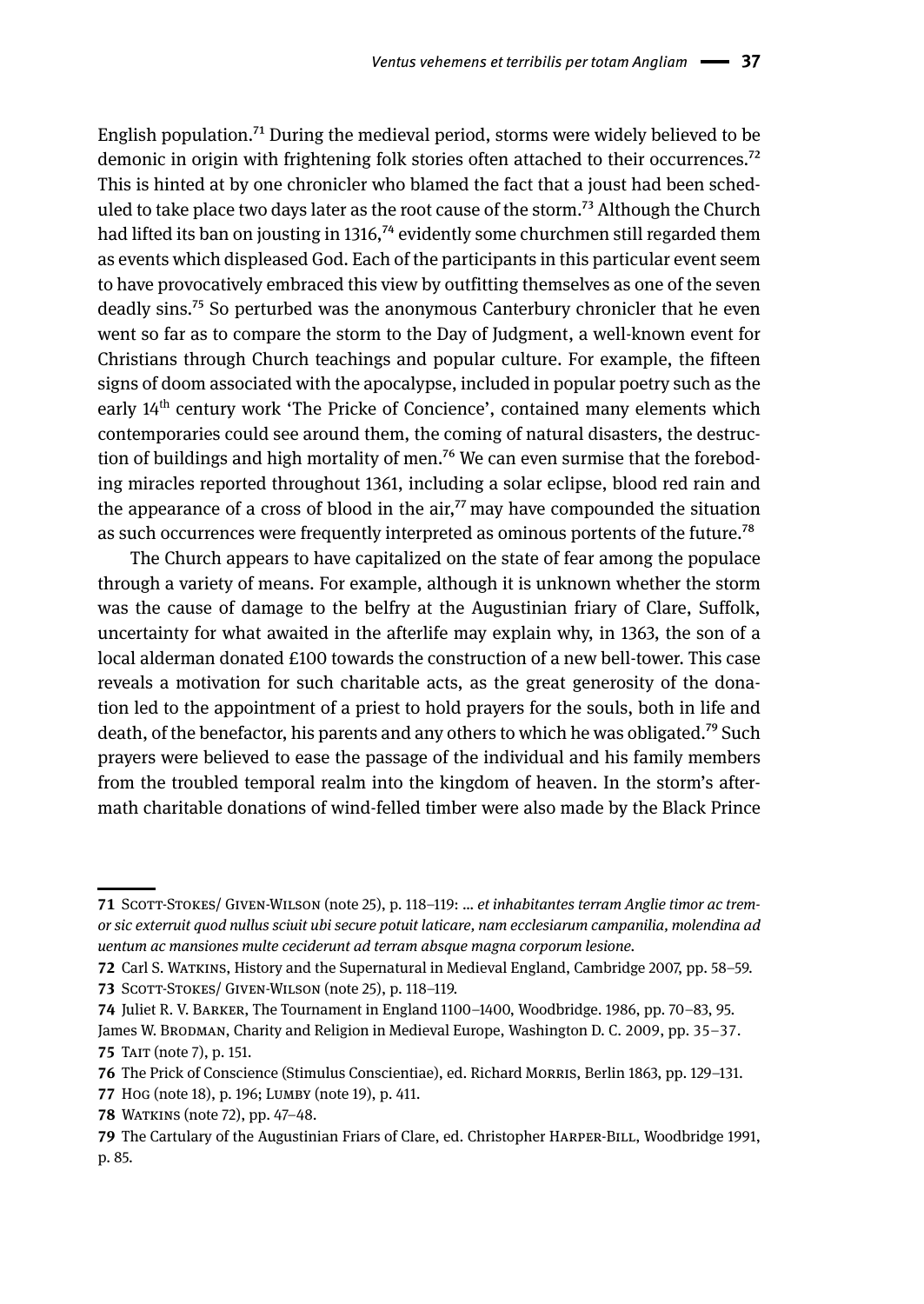English population.[71] During the medieval period, storms were widely believed to be demonic in origin with frightening folk stories often attached to their occurrences.[72] This is hinted at by one chronicler who blamed the fact that a joust had been scheduled to take place two days later as the root cause of the storm.[73] Although the Church had lifted its ban on jousting in 1316,[74] evidently some churchmen still regarded them as events which displeased God. Each of the participants in this particular event seem to have provocatively embraced this view by outfitting themselves as one of the seven deadly sins.[75] So perturbed was the anonymous Canterbury chronicler that he even went so far as to compare the storm to the Day of Judgment, a well-known event for Christians through Church teachings and popular culture. For example, the fifteen signs of doom associated with the apocalypse, included in popular poetry such as the early 14th century work 'The Pricke of Concience', contained many elements which contemporaries could see around them, the coming of natural disasters, the destruction of buildings and high mortality of men.[76] We can even surmise that the foreboding miracles reported throughout 1361, including a solar eclipse, blood red rain and the appearance of a cross of blood in the air,[77] may have compounded the situation as such occurrences were frequently interpreted as ominous portents of the future.[78]

The Church appears to have capitalized on the state of fear among the populace through a variety of means. For example, although it is unknown whether the storm was the cause of damage to the belfry at the Augustinian friary of Clare, Suffolk, uncertainty for what awaited in the afterlife may explain why, in 1363, the son of a local alderman donated £100 towards the construction of a new bell-tower. This case reveals a motivation for such charitable acts, as the great generosity of the donation led to the appointment of a priest to hold prayers for the souls, both in life and death, of the benefactor, his parents and any others to which he was obligated.[79] Such prayers were believed to ease the passage of the individual and his family members from the troubled temporal realm into the kingdom of heaven. In the storm's aftermath charitable donations of wind-felled timber were also made by the Black Prince

---

71 Scott-Stokes/ Given-Wilson (note 25), p. 118–119: … *et inhabitantes terram Anglie timor ac tremor sic exterruit quod nullus sciuit ubi secure potuit laticare, nam ecclesiarum campanilia, molendina ad uentum ac mansiones multe ceciderunt ad terram absque magna corporum lesione.*

72 Carl S. Watkins, History and the Supernatural in Medieval England, Cambridge 2007, pp. 58–59.

73 Scott-Stokes/ Given-Wilson (note 25), p. 118–119.

74 Juliet R. V. Barker, The Tournament in England 1100–1400, Woodbridge. 1986, pp. 70–83, 95. James W. Brodman, Charity and Religion in Medieval Europe, Washington D. C. 2009, pp. 35–37.

75 Tait (note 7), p. 151.

76 The Prick of Conscience (Stimulus Conscientiae), ed. Richard Morris, Berlin 1863, pp. 129–131.

77 Hog (note 18), p. 196; Lumby (note 19), p. 411.

78 Watkins (note 72), pp. 47–48.

79 The Cartulary of the Augustinian Friars of Clare, ed. Christopher Harper-Bill, Woodbridge 1991, p. 85.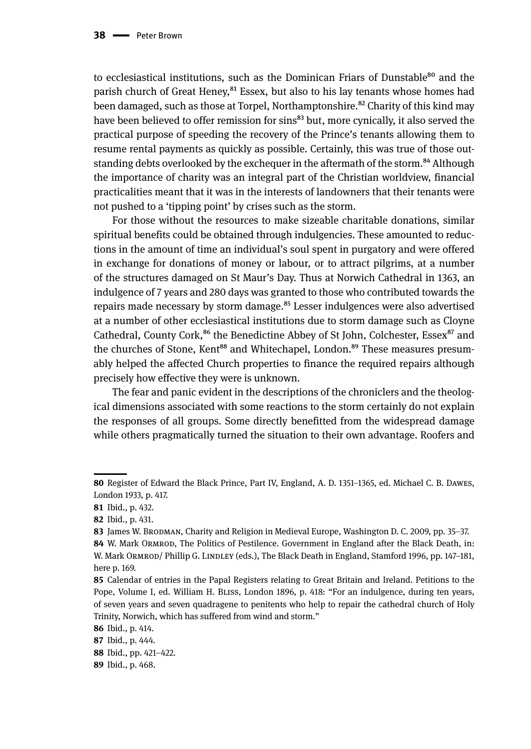to ecclesiastical institutions, such as the Dominican Friars of Dunstable[80] and the parish church of Great Heney,[81] Essex, but also to his lay tenants whose homes had been damaged, such as those at Torpel, Northamptonshire.[82] Charity of this kind may have been believed to offer remission for sins[83] but, more cynically, it also served the practical purpose of speeding the recovery of the Prince's tenants allowing them to resume rental payments as quickly as possible. Certainly, this was true of those outstanding debts overlooked by the exchequer in the aftermath of the storm.[84] Although the importance of charity was an integral part of the Christian worldview, financial practicalities meant that it was in the interests of landowners that their tenants were not pushed to a 'tipping point' by crises such as the storm.

For those without the resources to make sizeable charitable donations, similar spiritual benefits could be obtained through indulgencies. These amounted to reductions in the amount of time an individual's soul spent in purgatory and were offered in exchange for donations of money or labour, or to attract pilgrims, at a number of the structures damaged on St Maur's Day. Thus at Norwich Cathedral in 1363, an indulgence of 7 years and 280 days was granted to those who contributed towards the repairs made necessary by storm damage.[85] Lesser indulgences were also advertised at a number of other ecclesiastical institutions due to storm damage such as Cloyne Cathedral, County Cork,[86] the Benedictine Abbey of St John, Colchester, Essex[87] and the churches of Stone, Kent[88] and Whitechapel, London.[89] These measures presumably helped the affected Church properties to finance the required repairs although precisely how effective they were is unknown.

The fear and panic evident in the descriptions of the chroniclers and the theological dimensions associated with some reactions to the storm certainly do not explain the responses of all groups. Some directly benefitted from the widespread damage while others pragmatically turned the situation to their own advantage. Roofers and

---

**80** Register of Edward the Black Prince, Part IV, England, A. D. 1351–1365, ed. Michael C. B. Dawes, London 1933, p. 417.

**81** Ibid., p. 432.

**82** Ibid., p. 431.

**83** James W. Brodman, Charity and Religion in Medieval Europe, Washington D. C. 2009, pp. 35–37.

**84** W. Mark Ormrod, The Politics of Pestilence. Government in England after the Black Death, in: W. Mark Ormrod/ Phillip G. Lindley (eds.), The Black Death in England, Stamford 1996, pp. 147–181, here p. 169.

**85** Calendar of entries in the Papal Registers relating to Great Britain and Ireland. Petitions to the Pope, Volume I, ed. William H. Bliss, London 1896, p. 418: "For an indulgence, during ten years, of seven years and seven quadragene to penitents who help to repair the cathedral church of Holy Trinity, Norwich, which has suffered from wind and storm."

**86** Ibid., p. 414.

**87** Ibid., p. 444.

**88** Ibid., pp. 421–422.

**89** Ibid., p. 468.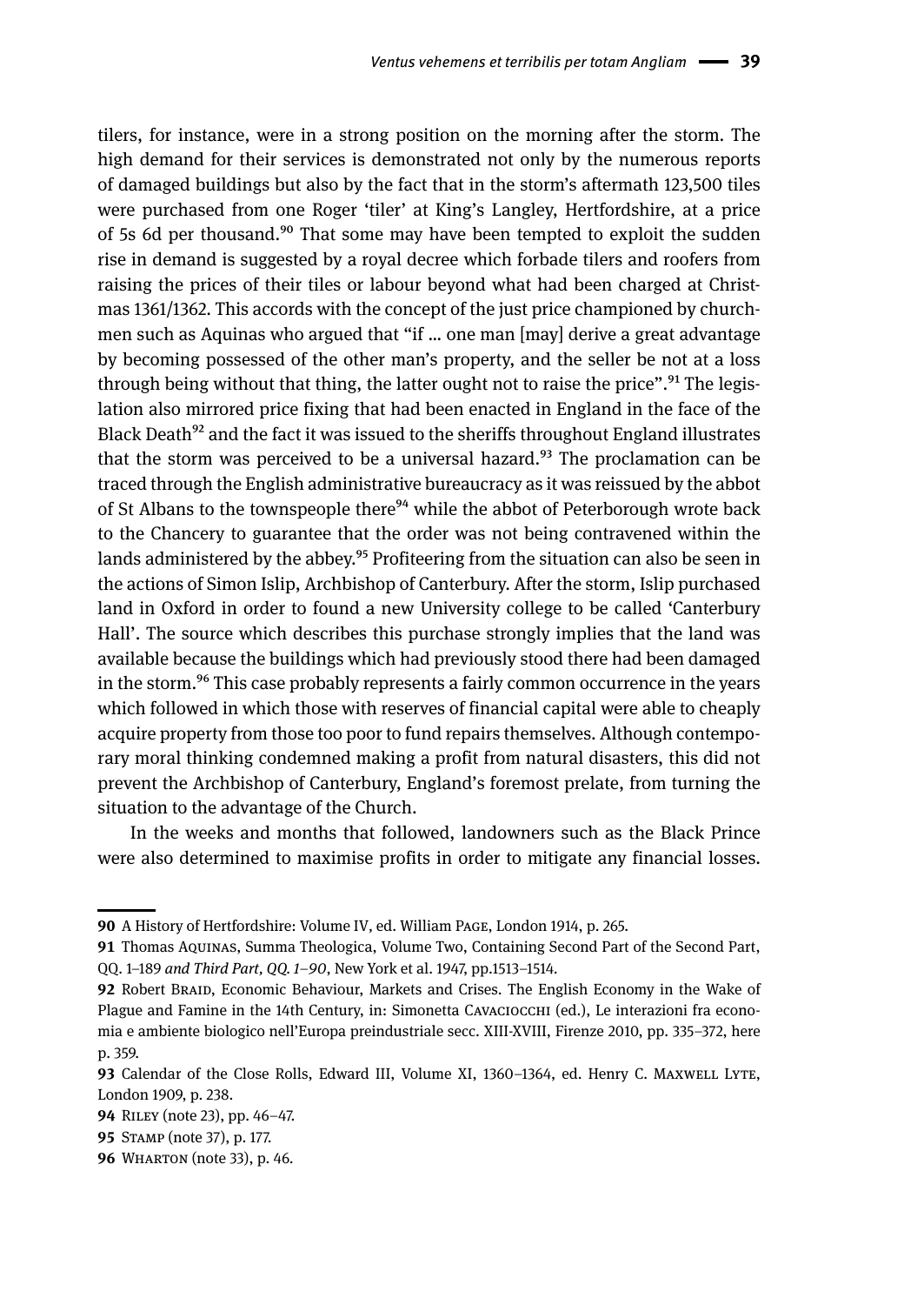tilers, for instance, were in a strong position on the morning after the storm. The high demand for their services is demonstrated not only by the numerous reports of damaged buildings but also by the fact that in the storm's aftermath 123,500 tiles were purchased from one Roger 'tiler' at King's Langley, Hertfordshire, at a price of 5s 6d per thousand.[90] That some may have been tempted to exploit the sudden rise in demand is suggested by a royal decree which forbade tilers and roofers from raising the prices of their tiles or labour beyond what had been charged at Christmas 1361/1362. This accords with the concept of the just price championed by churchmen such as Aquinas who argued that "if … one man [may] derive a great advantage by becoming possessed of the other man's property, and the seller be not at a loss through being without that thing, the latter ought not to raise the price".[91] The legislation also mirrored price fixing that had been enacted in England in the face of the Black Death[92] and the fact it was issued to the sheriffs throughout England illustrates that the storm was perceived to be a universal hazard.[93] The proclamation can be traced through the English administrative bureaucracy as it was reissued by the abbot of St Albans to the townspeople there[94] while the abbot of Peterborough wrote back to the Chancery to guarantee that the order was not being contravened within the lands administered by the abbey.[95] Profiteering from the situation can also be seen in the actions of Simon Islip, Archbishop of Canterbury. After the storm, Islip purchased land in Oxford in order to found a new University college to be called 'Canterbury Hall'. The source which describes this purchase strongly implies that the land was available because the buildings which had previously stood there had been damaged in the storm.[96] This case probably represents a fairly common occurrence in the years which followed in which those with reserves of financial capital were able to cheaply acquire property from those too poor to fund repairs themselves. Although contemporary moral thinking condemned making a profit from natural disasters, this did not prevent the Archbishop of Canterbury, England's foremost prelate, from turning the situation to the advantage of the Church.

In the weeks and months that followed, landowners such as the Black Prince were also determined to maximise profits in order to mitigate any financial losses.

---

**90** A History of Hertfordshire: Volume IV, ed. William Page, London 1914, p. 265.

**91** Thomas Aquinas, Summa Theologica, Volume Two, Containing Second Part of the Second Part, QQ. 1–189 *and Third Part, QQ. 1–90*, New York et al. 1947, pp.1513–1514.

**92** Robert Braid, Economic Behaviour, Markets and Crises. The English Economy in the Wake of Plague and Famine in the 14th Century, in: Simonetta Cavaciocchi (ed.), Le interazioni fra economia e ambiente biologico nell'Europa preindustriale secc. XIII-XVIII, Firenze 2010, pp. 335–372, here p. 359.

**93** Calendar of the Close Rolls, Edward III, Volume XI, 1360–1364, ed. Henry C. Maxwell Lyte, London 1909, p. 238.

**94** Riley (note 23), pp. 46–47.

**95** Stamp (note 37), p. 177.

**96** Wharton (note 33), p. 46.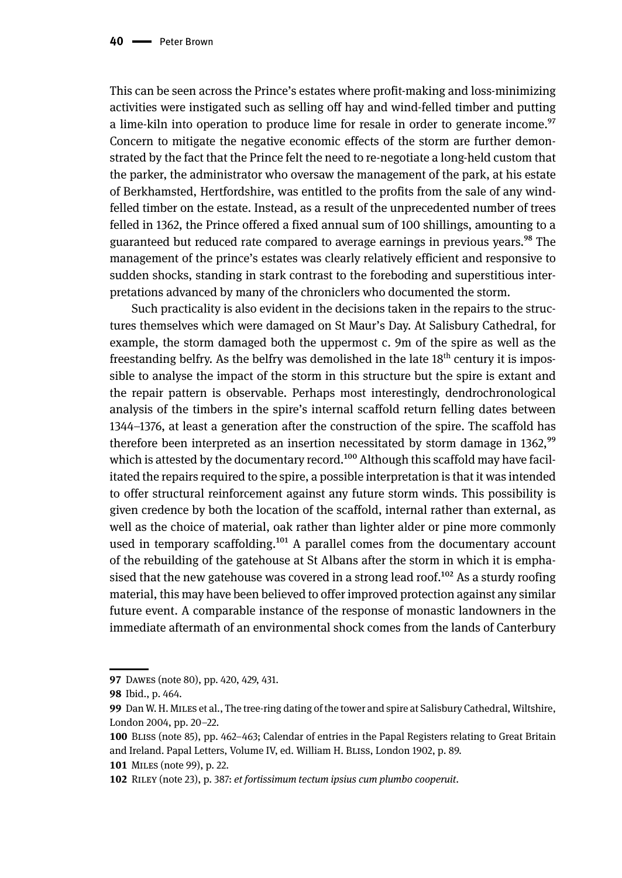This can be seen across the Prince's estates where profit-making and loss-minimizing activities were instigated such as selling off hay and wind-felled timber and putting a lime-kiln into operation to produce lime for resale in order to generate income.[97] Concern to mitigate the negative economic effects of the storm are further demonstrated by the fact that the Prince felt the need to re-negotiate a long-held custom that the parker, the administrator who oversaw the management of the park, at his estate of Berkhamsted, Hertfordshire, was entitled to the profits from the sale of any wind-felled timber on the estate. Instead, as a result of the unprecedented number of trees felled in 1362, the Prince offered a fixed annual sum of 100 shillings, amounting to a guaranteed but reduced rate compared to average earnings in previous years.[98] The management of the prince's estates was clearly relatively efficient and responsive to sudden shocks, standing in stark contrast to the foreboding and superstitious interpretations advanced by many of the chroniclers who documented the storm.

Such practicality is also evident in the decisions taken in the repairs to the structures themselves which were damaged on St Maur's Day. At Salisbury Cathedral, for example, the storm damaged both the uppermost c. 9m of the spire as well as the freestanding belfry. As the belfry was demolished in the late 18th century it is impossible to analyse the impact of the storm in this structure but the spire is extant and the repair pattern is observable. Perhaps most interestingly, dendrochronological analysis of the timbers in the spire's internal scaffold return felling dates between 1344–1376, at least a generation after the construction of the spire. The scaffold has therefore been interpreted as an insertion necessitated by storm damage in 1362,[99] which is attested by the documentary record.[100] Although this scaffold may have facilitated the repairs required to the spire, a possible interpretation is that it was intended to offer structural reinforcement against any future storm winds. This possibility is given credence by both the location of the scaffold, internal rather than external, as well as the choice of material, oak rather than lighter alder or pine more commonly used in temporary scaffolding.[101] A parallel comes from the documentary account of the rebuilding of the gatehouse at St Albans after the storm in which it is emphasised that the new gatehouse was covered in a strong lead roof.[102] As a sturdy roofing material, this may have been believed to offer improved protection against any similar future event. A comparable instance of the response of monastic landowners in the immediate aftermath of an environmental shock comes from the lands of Canterbury

---

**97** Dawes (note 80), pp. 420, 429, 431.

**98** Ibid., p. 464.

**99** Dan W. H. Miles et al., The tree-ring dating of the tower and spire at Salisbury Cathedral, Wiltshire, London 2004, pp. 20–22.

**100** Bliss (note 85), pp. 462–463; Calendar of entries in the Papal Registers relating to Great Britain and Ireland. Papal Letters, Volume IV, ed. William H. Bliss, London 1902, p. 89.

**101** Miles (note 99), p. 22.

**102** Riley (note 23), p. 387: *et fortissimum tectum ipsius cum plumbo cooperuit*.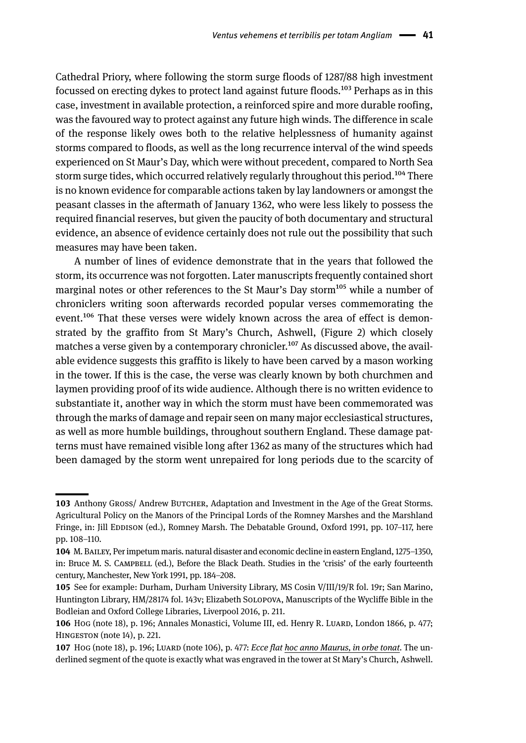Cathedral Priory, where following the storm surge floods of 1287/88 high investment focussed on erecting dykes to protect land against future floods.[103] Perhaps as in this case, investment in available protection, a reinforced spire and more durable roofing, was the favoured way to protect against any future high winds. The difference in scale of the response likely owes both to the relative helplessness of humanity against storms compared to floods, as well as the long recurrence interval of the wind speeds experienced on St Maur's Day, which were without precedent, compared to North Sea storm surge tides, which occurred relatively regularly throughout this period.[104] There is no known evidence for comparable actions taken by lay landowners or amongst the peasant classes in the aftermath of January 1362, who were less likely to possess the required financial reserves, but given the paucity of both documentary and structural evidence, an absence of evidence certainly does not rule out the possibility that such measures may have been taken.

A number of lines of evidence demonstrate that in the years that followed the storm, its occurrence was not forgotten. Later manuscripts frequently contained short marginal notes or other references to the St Maur's Day storm[105] while a number of chroniclers writing soon afterwards recorded popular verses commemorating the event.[106] That these verses were widely known across the area of effect is demonstrated by the graffito from St Mary's Church, Ashwell, (Figure 2) which closely matches a verse given by a contemporary chronicler.[107] As discussed above, the available evidence suggests this graffito is likely to have been carved by a mason working in the tower. If this is the case, the verse was clearly known by both churchmen and laymen providing proof of its wide audience. Although there is no written evidence to substantiate it, another way in which the storm must have been commemorated was through the marks of damage and repair seen on many major ecclesiastical structures, as well as more humble buildings, throughout southern England. These damage patterns must have remained visible long after 1362 as many of the structures which had been damaged by the storm went unrepaired for long periods due to the scarcity of

---

**103** Anthony Gross/ Andrew Butcher, Adaptation and Investment in the Age of the Great Storms. Agricultural Policy on the Manors of the Principal Lords of the Romney Marshes and the Marshland Fringe, in: Jill Eddison (ed.), Romney Marsh. The Debatable Ground, Oxford 1991, pp. 107–117, here pp. 108–110.

**104** M. Bailey, Per impetum maris. natural disaster and economic decline in eastern England, 1275–1350, in: Bruce M. S. Campbell (ed.), Before the Black Death. Studies in the 'crisis' of the early fourteenth century, Manchester, New York 1991, pp. 184–208.

**105** See for example: Durham, Durham University Library, MS Cosin V/III/19/R fol. 19r; San Marino, Huntington Library, HM/28174 fol. 143v; Elizabeth Solopova, Manuscripts of the Wycliffe Bible in the Bodleian and Oxford College Libraries, Liverpool 2016, p. 211.

**106** Hog (note 18), p. 196; Annales Monastici, Volume III, ed. Henry R. Luard, London 1866, p. 477; Hingeston (note 14), p. 221.

**107** Hog (note 18), p. 196; Luard (note 106), p. 477: *Ecce flat <u>hoc anno Maurus, in orbe tonat</u>*. The underlined segment of the quote is exactly what was engraved in the tower at St Mary's Church, Ashwell.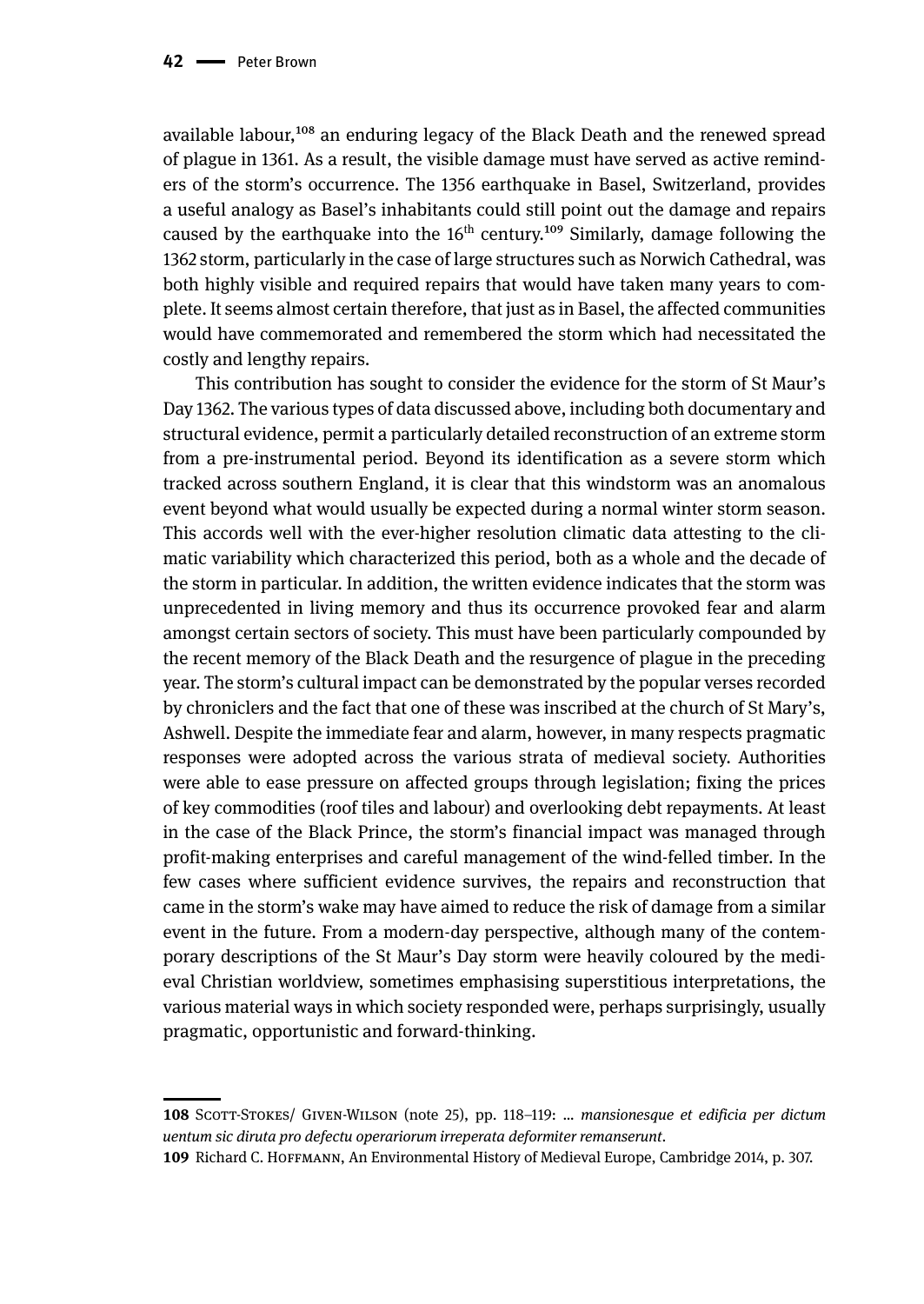available labour,[108] an enduring legacy of the Black Death and the renewed spread of plague in 1361. As a result, the visible damage must have served as active reminders of the storm's occurrence. The 1356 earthquake in Basel, Switzerland, provides a useful analogy as Basel's inhabitants could still point out the damage and repairs caused by the earthquake into the 16th century.[109] Similarly, damage following the 1362 storm, particularly in the case of large structures such as Norwich Cathedral, was both highly visible and required repairs that would have taken many years to complete. It seems almost certain therefore, that just as in Basel, the affected communities would have commemorated and remembered the storm which had necessitated the costly and lengthy repairs.

This contribution has sought to consider the evidence for the storm of St Maur's Day 1362. The various types of data discussed above, including both documentary and structural evidence, permit a particularly detailed reconstruction of an extreme storm from a pre-instrumental period. Beyond its identification as a severe storm which tracked across southern England, it is clear that this windstorm was an anomalous event beyond what would usually be expected during a normal winter storm season. This accords well with the ever-higher resolution climatic data attesting to the climatic variability which characterized this period, both as a whole and the decade of the storm in particular. In addition, the written evidence indicates that the storm was unprecedented in living memory and thus its occurrence provoked fear and alarm amongst certain sectors of society. This must have been particularly compounded by the recent memory of the Black Death and the resurgence of plague in the preceding year. The storm's cultural impact can be demonstrated by the popular verses recorded by chroniclers and the fact that one of these was inscribed at the church of St Mary's, Ashwell. Despite the immediate fear and alarm, however, in many respects pragmatic responses were adopted across the various strata of medieval society. Authorities were able to ease pressure on affected groups through legislation; fixing the prices of key commodities (roof tiles and labour) and overlooking debt repayments. At least in the case of the Black Prince, the storm's financial impact was managed through profit-making enterprises and careful management of the wind-felled timber. In the few cases where sufficient evidence survives, the repairs and reconstruction that came in the storm's wake may have aimed to reduce the risk of damage from a similar event in the future. From a modern-day perspective, although many of the contemporary descriptions of the St Maur's Day storm were heavily coloured by the medieval Christian worldview, sometimes emphasising superstitious interpretations, the various material ways in which society responded were, perhaps surprisingly, usually pragmatic, opportunistic and forward-thinking.

---

**108** Scott-Stokes/ Given-Wilson (note 25), pp. 118–119: … *mansionesque et edificia per dictum uentum sic diruta pro defectu operariorum irreperata deformiter remanserunt*.

**109** Richard C. Hoffmann, An Environmental History of Medieval Europe, Cambridge 2014, p. 307.